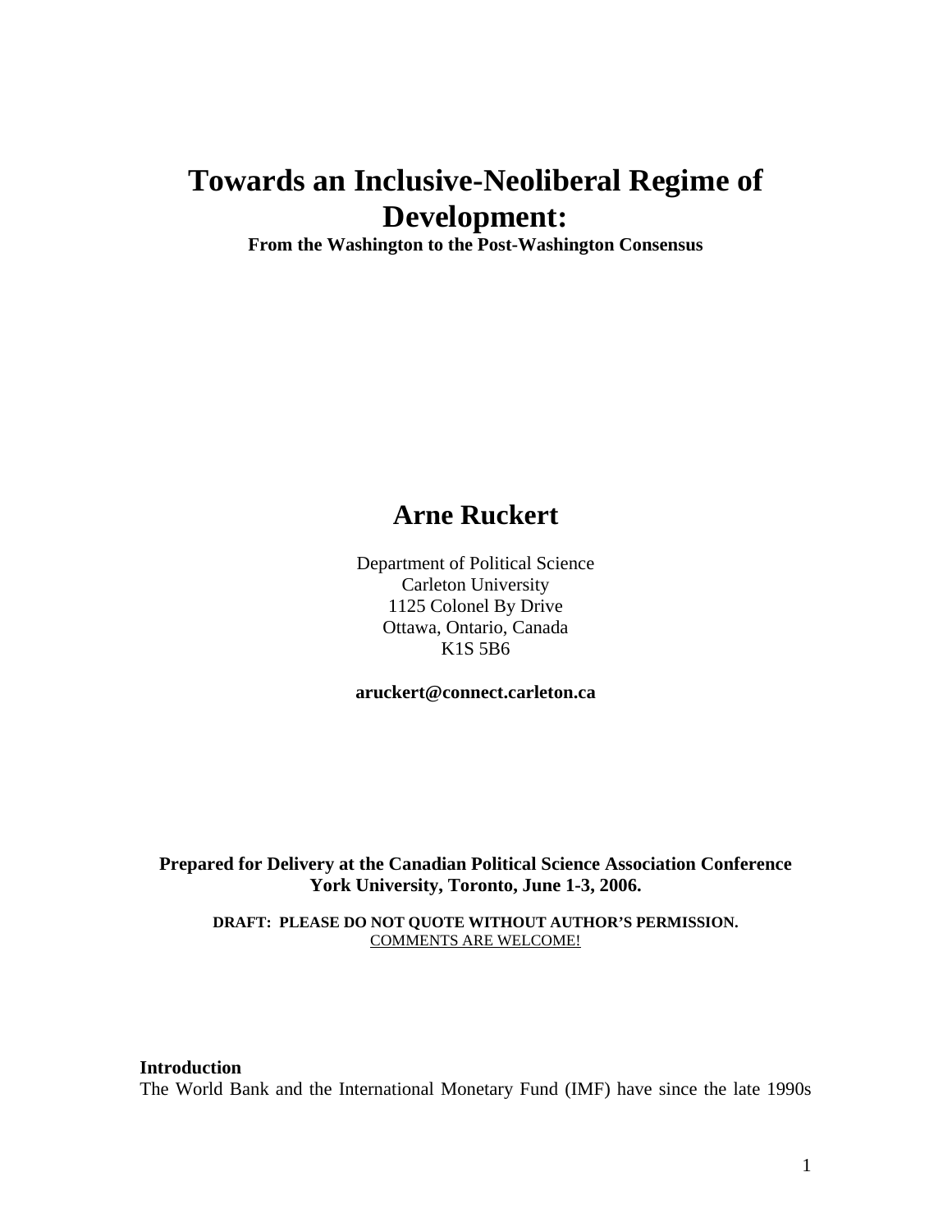# Towards an Inclusive-Neoliberal Regime of Development:

**From the Washington to the Post-Washington Consensus**

## Arne Ruckert

Department of Political Science
Carleton University
1125 Colonel By Drive
Ottawa, Ontario, Canada
K1S 5B6

**aruckert@connect.carleton.ca**

**Prepared for Delivery at the Canadian Political Science Association Conference**
**York University, Toronto, June 1-3, 2006.**

**DRAFT: PLEASE DO NOT QUOTE WITHOUT AUTHOR'S PERMISSION.**
COMMENTS ARE WELCOME!

**Introduction**

The World Bank and the International Monetary Fund (IMF) have since the late 1990s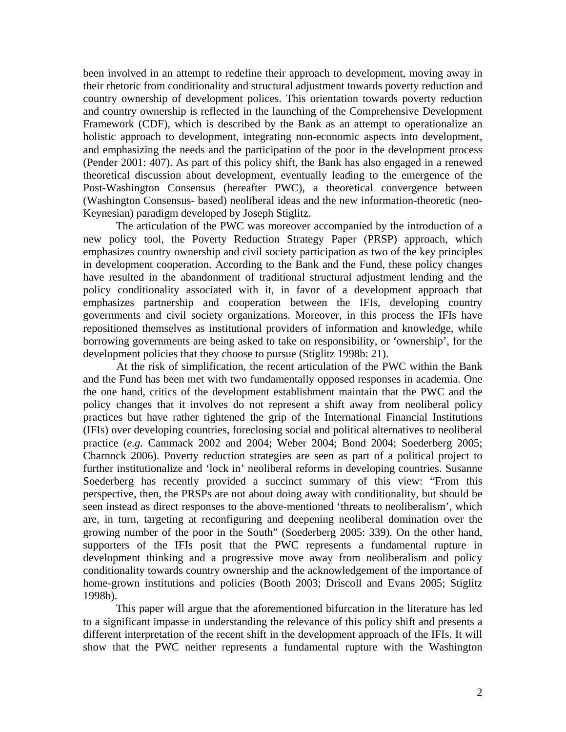been involved in an attempt to redefine their approach to development, moving away in their rhetoric from conditionality and structural adjustment towards poverty reduction and country ownership of development polices. This orientation towards poverty reduction and country ownership is reflected in the launching of the Comprehensive Development Framework (CDF), which is described by the Bank as an attempt to operationalize an holistic approach to development, integrating non-economic aspects into development, and emphasizing the needs and the participation of the poor in the development process (Pender 2001: 407). As part of this policy shift, the Bank has also engaged in a renewed theoretical discussion about development, eventually leading to the emergence of the Post-Washington Consensus (hereafter PWC), a theoretical convergence between (Washington Consensus- based) neoliberal ideas and the new information-theoretic (neo-Keynesian) paradigm developed by Joseph Stiglitz.

The articulation of the PWC was moreover accompanied by the introduction of a new policy tool, the Poverty Reduction Strategy Paper (PRSP) approach, which emphasizes country ownership and civil society participation as two of the key principles in development cooperation. According to the Bank and the Fund, these policy changes have resulted in the abandonment of traditional structural adjustment lending and the policy conditionality associated with it, in favor of a development approach that emphasizes partnership and cooperation between the IFIs, developing country governments and civil society organizations. Moreover, in this process the IFIs have repositioned themselves as institutional providers of information and knowledge, while borrowing governments are being asked to take on responsibility, or 'ownership', for the development policies that they choose to pursue (Stiglitz 1998b: 21).

At the risk of simplification, the recent articulation of the PWC within the Bank and the Fund has been met with two fundamentally opposed responses in academia. One the one hand, critics of the development establishment maintain that the PWC and the policy changes that it involves do not represent a shift away from neoliberal policy practices but have rather tightened the grip of the International Financial Institutions (IFIs) over developing countries, foreclosing social and political alternatives to neoliberal practice (*e.g.* Cammack 2002 and 2004; Weber 2004; Bond 2004; Soederberg 2005; Charnock 2006). Poverty reduction strategies are seen as part of a political project to further institutionalize and 'lock in' neoliberal reforms in developing countries. Susanne Soederberg has recently provided a succinct summary of this view: "From this perspective, then, the PRSPs are not about doing away with conditionality, but should be seen instead as direct responses to the above-mentioned 'threats to neoliberalism', which are, in turn, targeting at reconfiguring and deepening neoliberal domination over the growing number of the poor in the South" (Soederberg 2005: 339). On the other hand, supporters of the IFIs posit that the PWC represents a fundamental rupture in development thinking and a progressive move away from neoliberalism and policy conditionality towards country ownership and the acknowledgement of the importance of home-grown institutions and policies (Booth 2003; Driscoll and Evans 2005; Stiglitz 1998b).

This paper will argue that the aforementioned bifurcation in the literature has led to a significant impasse in understanding the relevance of this policy shift and presents a different interpretation of the recent shift in the development approach of the IFIs. It will show that the PWC neither represents a fundamental rupture with the Washington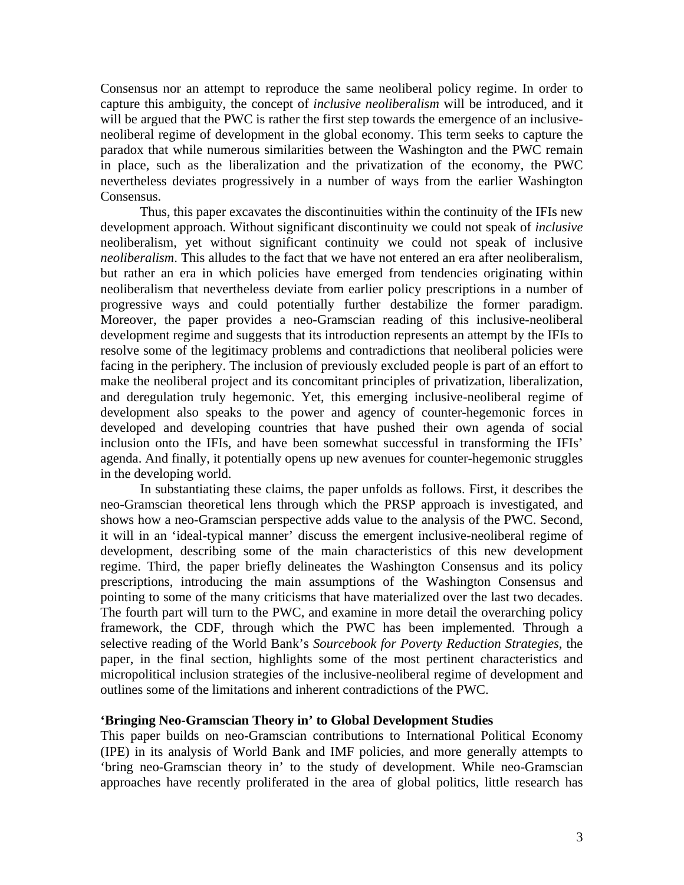Consensus nor an attempt to reproduce the same neoliberal policy regime. In order to capture this ambiguity, the concept of *inclusive neoliberalism* will be introduced, and it will be argued that the PWC is rather the first step towards the emergence of an inclusive-neoliberal regime of development in the global economy. This term seeks to capture the paradox that while numerous similarities between the Washington and the PWC remain in place, such as the liberalization and the privatization of the economy, the PWC nevertheless deviates progressively in a number of ways from the earlier Washington Consensus.

Thus, this paper excavates the discontinuities within the continuity of the IFIs new development approach. Without significant discontinuity we could not speak of *inclusive* neoliberalism, yet without significant continuity we could not speak of inclusive *neoliberalism*. This alludes to the fact that we have not entered an era after neoliberalism, but rather an era in which policies have emerged from tendencies originating within neoliberalism that nevertheless deviate from earlier policy prescriptions in a number of progressive ways and could potentially further destabilize the former paradigm. Moreover, the paper provides a neo-Gramscian reading of this inclusive-neoliberal development regime and suggests that its introduction represents an attempt by the IFIs to resolve some of the legitimacy problems and contradictions that neoliberal policies were facing in the periphery. The inclusion of previously excluded people is part of an effort to make the neoliberal project and its concomitant principles of privatization, liberalization, and deregulation truly hegemonic. Yet, this emerging inclusive-neoliberal regime of development also speaks to the power and agency of counter-hegemonic forces in developed and developing countries that have pushed their own agenda of social inclusion onto the IFIs, and have been somewhat successful in transforming the IFIs' agenda. And finally, it potentially opens up new avenues for counter-hegemonic struggles in the developing world.

In substantiating these claims, the paper unfolds as follows. First, it describes the neo-Gramscian theoretical lens through which the PRSP approach is investigated, and shows how a neo-Gramscian perspective adds value to the analysis of the PWC. Second, it will in an 'ideal-typical manner' discuss the emergent inclusive-neoliberal regime of development, describing some of the main characteristics of this new development regime. Third, the paper briefly delineates the Washington Consensus and its policy prescriptions, introducing the main assumptions of the Washington Consensus and pointing to some of the many criticisms that have materialized over the last two decades. The fourth part will turn to the PWC, and examine in more detail the overarching policy framework, the CDF, through which the PWC has been implemented. Through a selective reading of the World Bank's *Sourcebook for Poverty Reduction Strategies*, the paper, in the final section, highlights some of the most pertinent characteristics and micropolitical inclusion strategies of the inclusive-neoliberal regime of development and outlines some of the limitations and inherent contradictions of the PWC.

**'Bringing Neo-Gramscian Theory in' to Global Development Studies**

This paper builds on neo-Gramscian contributions to International Political Economy (IPE) in its analysis of World Bank and IMF policies, and more generally attempts to 'bring neo-Gramscian theory in' to the study of development. While neo-Gramscian approaches have recently proliferated in the area of global politics, little research has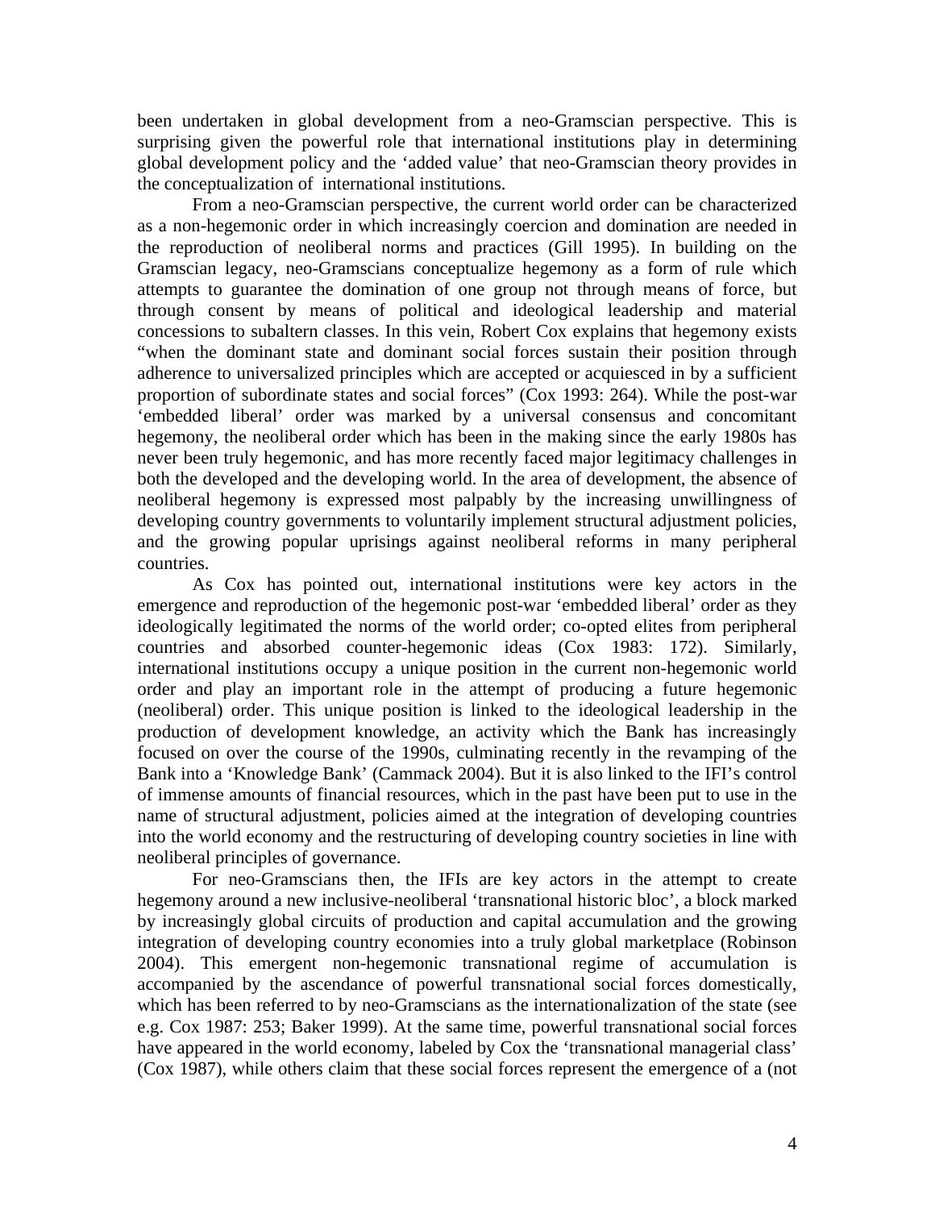been undertaken in global development from a neo-Gramscian perspective. This is surprising given the powerful role that international institutions play in determining global development policy and the 'added value' that neo-Gramscian theory provides in the conceptualization of international institutions.

From a neo-Gramscian perspective, the current world order can be characterized as a non-hegemonic order in which increasingly coercion and domination are needed in the reproduction of neoliberal norms and practices (Gill 1995). In building on the Gramscian legacy, neo-Gramscians conceptualize hegemony as a form of rule which attempts to guarantee the domination of one group not through means of force, but through consent by means of political and ideological leadership and material concessions to subaltern classes. In this vein, Robert Cox explains that hegemony exists "when the dominant state and dominant social forces sustain their position through adherence to universalized principles which are accepted or acquiesced in by a sufficient proportion of subordinate states and social forces" (Cox 1993: 264). While the post-war 'embedded liberal' order was marked by a universal consensus and concomitant hegemony, the neoliberal order which has been in the making since the early 1980s has never been truly hegemonic, and has more recently faced major legitimacy challenges in both the developed and the developing world. In the area of development, the absence of neoliberal hegemony is expressed most palpably by the increasing unwillingness of developing country governments to voluntarily implement structural adjustment policies, and the growing popular uprisings against neoliberal reforms in many peripheral countries.

As Cox has pointed out, international institutions were key actors in the emergence and reproduction of the hegemonic post-war 'embedded liberal' order as they ideologically legitimated the norms of the world order; co-opted elites from peripheral countries and absorbed counter-hegemonic ideas (Cox 1983: 172). Similarly, international institutions occupy a unique position in the current non-hegemonic world order and play an important role in the attempt of producing a future hegemonic (neoliberal) order. This unique position is linked to the ideological leadership in the production of development knowledge, an activity which the Bank has increasingly focused on over the course of the 1990s, culminating recently in the revamping of the Bank into a 'Knowledge Bank' (Cammack 2004). But it is also linked to the IFI's control of immense amounts of financial resources, which in the past have been put to use in the name of structural adjustment, policies aimed at the integration of developing countries into the world economy and the restructuring of developing country societies in line with neoliberal principles of governance.

For neo-Gramscians then, the IFIs are key actors in the attempt to create hegemony around a new inclusive-neoliberal 'transnational historic bloc', a block marked by increasingly global circuits of production and capital accumulation and the growing integration of developing country economies into a truly global marketplace (Robinson 2004). This emergent non-hegemonic transnational regime of accumulation is accompanied by the ascendance of powerful transnational social forces domestically, which has been referred to by neo-Gramscians as the internationalization of the state (see e.g. Cox 1987: 253; Baker 1999). At the same time, powerful transnational social forces have appeared in the world economy, labeled by Cox the 'transnational managerial class' (Cox 1987), while others claim that these social forces represent the emergence of a (not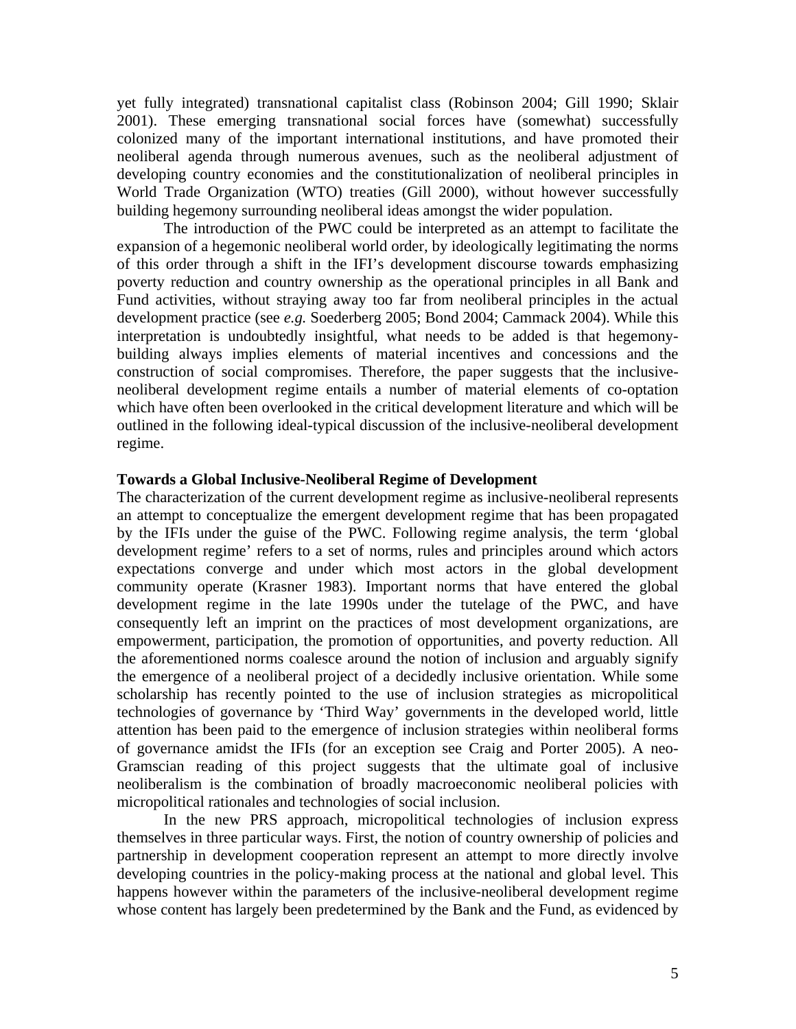yet fully integrated) transnational capitalist class (Robinson 2004; Gill 1990; Sklair 2001). These emerging transnational social forces have (somewhat) successfully colonized many of the important international institutions, and have promoted their neoliberal agenda through numerous avenues, such as the neoliberal adjustment of developing country economies and the constitutionalization of neoliberal principles in World Trade Organization (WTO) treaties (Gill 2000), without however successfully building hegemony surrounding neoliberal ideas amongst the wider population.

The introduction of the PWC could be interpreted as an attempt to facilitate the expansion of a hegemonic neoliberal world order, by ideologically legitimating the norms of this order through a shift in the IFI's development discourse towards emphasizing poverty reduction and country ownership as the operational principles in all Bank and Fund activities, without straying away too far from neoliberal principles in the actual development practice (see *e.g.* Soederberg 2005; Bond 2004; Cammack 2004). While this interpretation is undoubtedly insightful, what needs to be added is that hegemony-building always implies elements of material incentives and concessions and the construction of social compromises. Therefore, the paper suggests that the inclusive-neoliberal development regime entails a number of material elements of co-optation which have often been overlooked in the critical development literature and which will be outlined in the following ideal-typical discussion of the inclusive-neoliberal development regime.

### Towards a Global Inclusive-Neoliberal Regime of Development

The characterization of the current development regime as inclusive-neoliberal represents an attempt to conceptualize the emergent development regime that has been propagated by the IFIs under the guise of the PWC. Following regime analysis, the term 'global development regime' refers to a set of norms, rules and principles around which actors expectations converge and under which most actors in the global development community operate (Krasner 1983). Important norms that have entered the global development regime in the late 1990s under the tutelage of the PWC, and have consequently left an imprint on the practices of most development organizations, are empowerment, participation, the promotion of opportunities, and poverty reduction. All the aforementioned norms coalesce around the notion of inclusion and arguably signify the emergence of a neoliberal project of a decidedly inclusive orientation. While some scholarship has recently pointed to the use of inclusion strategies as micropolitical technologies of governance by 'Third Way' governments in the developed world, little attention has been paid to the emergence of inclusion strategies within neoliberal forms of governance amidst the IFIs (for an exception see Craig and Porter 2005). A neo-Gramscian reading of this project suggests that the ultimate goal of inclusive neoliberalism is the combination of broadly macroeconomic neoliberal policies with micropolitical rationales and technologies of social inclusion.

In the new PRS approach, micropolitical technologies of inclusion express themselves in three particular ways. First, the notion of country ownership of policies and partnership in development cooperation represent an attempt to more directly involve developing countries in the policy-making process at the national and global level. This happens however within the parameters of the inclusive-neoliberal development regime whose content has largely been predetermined by the Bank and the Fund, as evidenced by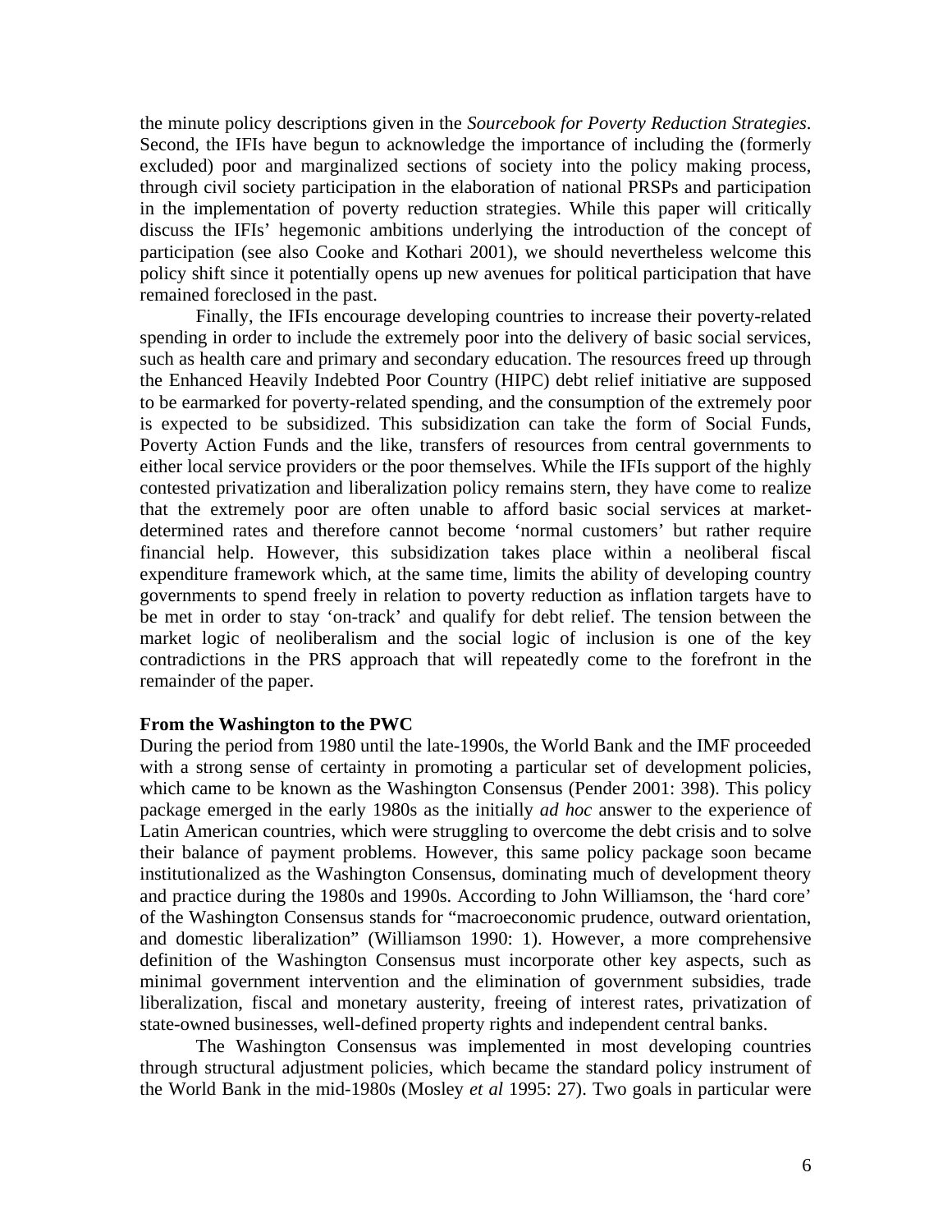the minute policy descriptions given in the *Sourcebook for Poverty Reduction Strategies*. Second, the IFIs have begun to acknowledge the importance of including the (formerly excluded) poor and marginalized sections of society into the policy making process, through civil society participation in the elaboration of national PRSPs and participation in the implementation of poverty reduction strategies. While this paper will critically discuss the IFIs' hegemonic ambitions underlying the introduction of the concept of participation (see also Cooke and Kothari 2001), we should nevertheless welcome this policy shift since it potentially opens up new avenues for political participation that have remained foreclosed in the past.

Finally, the IFIs encourage developing countries to increase their poverty-related spending in order to include the extremely poor into the delivery of basic social services, such as health care and primary and secondary education. The resources freed up through the Enhanced Heavily Indebted Poor Country (HIPC) debt relief initiative are supposed to be earmarked for poverty-related spending, and the consumption of the extremely poor is expected to be subsidized. This subsidization can take the form of Social Funds, Poverty Action Funds and the like, transfers of resources from central governments to either local service providers or the poor themselves. While the IFIs support of the highly contested privatization and liberalization policy remains stern, they have come to realize that the extremely poor are often unable to afford basic social services at market-determined rates and therefore cannot become 'normal customers' but rather require financial help. However, this subsidization takes place within a neoliberal fiscal expenditure framework which, at the same time, limits the ability of developing country governments to spend freely in relation to poverty reduction as inflation targets have to be met in order to stay 'on-track' and qualify for debt relief. The tension between the market logic of neoliberalism and the social logic of inclusion is one of the key contradictions in the PRS approach that will repeatedly come to the forefront in the remainder of the paper.

**From the Washington to the PWC**

During the period from 1980 until the late-1990s, the World Bank and the IMF proceeded with a strong sense of certainty in promoting a particular set of development policies, which came to be known as the Washington Consensus (Pender 2001: 398). This policy package emerged in the early 1980s as the initially *ad hoc* answer to the experience of Latin American countries, which were struggling to overcome the debt crisis and to solve their balance of payment problems. However, this same policy package soon became institutionalized as the Washington Consensus, dominating much of development theory and practice during the 1980s and 1990s. According to John Williamson, the 'hard core' of the Washington Consensus stands for "macroeconomic prudence, outward orientation, and domestic liberalization" (Williamson 1990: 1). However, a more comprehensive definition of the Washington Consensus must incorporate other key aspects, such as minimal government intervention and the elimination of government subsidies, trade liberalization, fiscal and monetary austerity, freeing of interest rates, privatization of state-owned businesses, well-defined property rights and independent central banks.

The Washington Consensus was implemented in most developing countries through structural adjustment policies, which became the standard policy instrument of the World Bank in the mid-1980s (Mosley *et al* 1995: 27). Two goals in particular were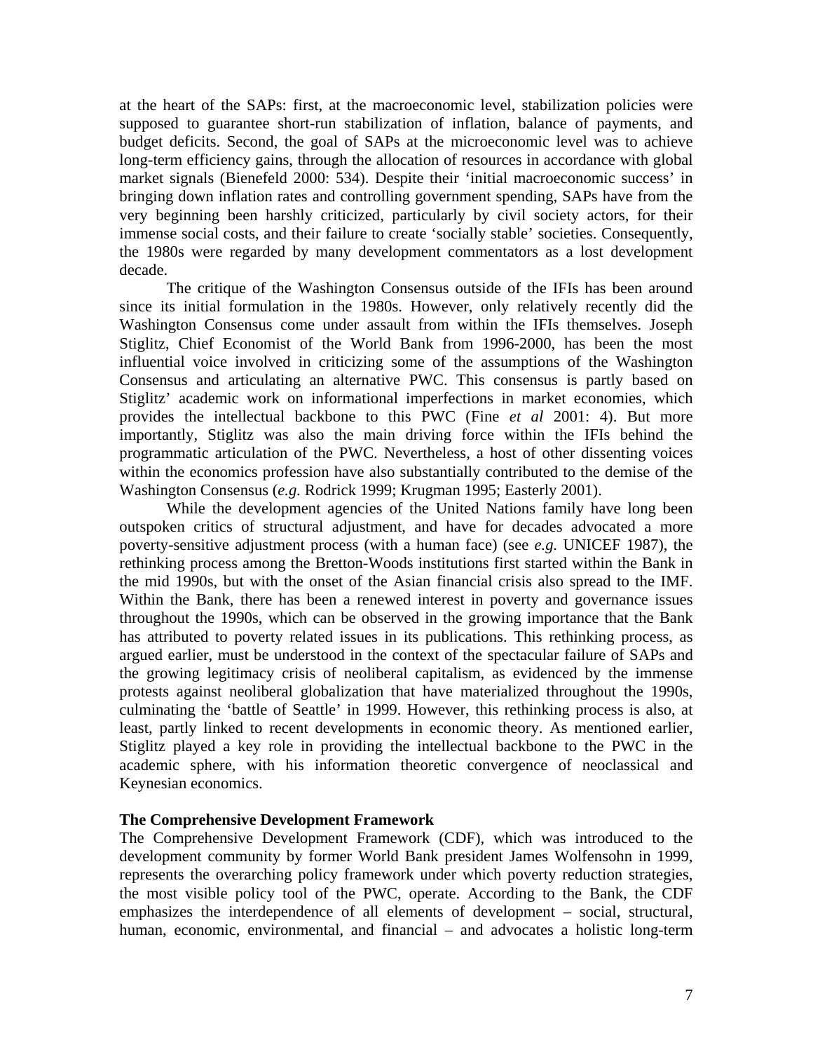at the heart of the SAPs: first, at the macroeconomic level, stabilization policies were supposed to guarantee short-run stabilization of inflation, balance of payments, and budget deficits. Second, the goal of SAPs at the microeconomic level was to achieve long-term efficiency gains, through the allocation of resources in accordance with global market signals (Bienefeld 2000: 534). Despite their 'initial macroeconomic success' in bringing down inflation rates and controlling government spending, SAPs have from the very beginning been harshly criticized, particularly by civil society actors, for their immense social costs, and their failure to create 'socially stable' societies. Consequently, the 1980s were regarded by many development commentators as a lost development decade.

The critique of the Washington Consensus outside of the IFIs has been around since its initial formulation in the 1980s. However, only relatively recently did the Washington Consensus come under assault from within the IFIs themselves. Joseph Stiglitz, Chief Economist of the World Bank from 1996-2000, has been the most influential voice involved in criticizing some of the assumptions of the Washington Consensus and articulating an alternative PWC. This consensus is partly based on Stiglitz' academic work on informational imperfections in market economies, which provides the intellectual backbone to this PWC (Fine *et al* 2001: 4). But more importantly, Stiglitz was also the main driving force within the IFIs behind the programmatic articulation of the PWC. Nevertheless, a host of other dissenting voices within the economics profession have also substantially contributed to the demise of the Washington Consensus (*e.g.* Rodrick 1999; Krugman 1995; Easterly 2001).

While the development agencies of the United Nations family have long been outspoken critics of structural adjustment, and have for decades advocated a more poverty-sensitive adjustment process (with a human face) (see *e.g.* UNICEF 1987), the rethinking process among the Bretton-Woods institutions first started within the Bank in the mid 1990s, but with the onset of the Asian financial crisis also spread to the IMF. Within the Bank, there has been a renewed interest in poverty and governance issues throughout the 1990s, which can be observed in the growing importance that the Bank has attributed to poverty related issues in its publications. This rethinking process, as argued earlier, must be understood in the context of the spectacular failure of SAPs and the growing legitimacy crisis of neoliberal capitalism, as evidenced by the immense protests against neoliberal globalization that have materialized throughout the 1990s, culminating the 'battle of Seattle' in 1999. However, this rethinking process is also, at least, partly linked to recent developments in economic theory. As mentioned earlier, Stiglitz played a key role in providing the intellectual backbone to the PWC in the academic sphere, with his information theoretic convergence of neoclassical and Keynesian economics.

**The Comprehensive Development Framework**

The Comprehensive Development Framework (CDF), which was introduced to the development community by former World Bank president James Wolfensohn in 1999, represents the overarching policy framework under which poverty reduction strategies, the most visible policy tool of the PWC, operate. According to the Bank, the CDF emphasizes the interdependence of all elements of development – social, structural, human, economic, environmental, and financial – and advocates a holistic long-term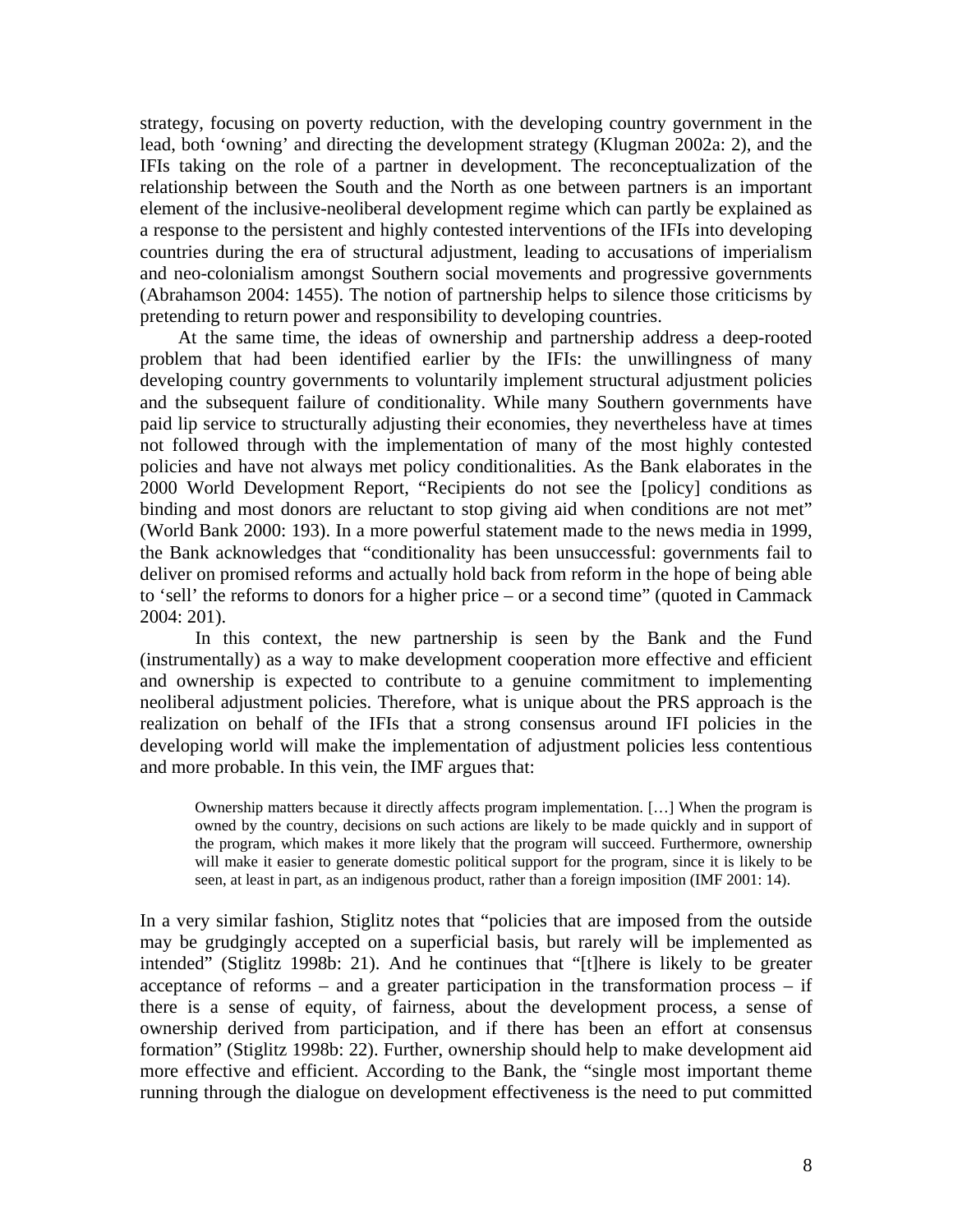strategy, focusing on poverty reduction, with the developing country government in the lead, both 'owning' and directing the development strategy (Klugman 2002a: 2), and the IFIs taking on the role of a partner in development. The reconceptualization of the relationship between the South and the North as one between partners is an important element of the inclusive-neoliberal development regime which can partly be explained as a response to the persistent and highly contested interventions of the IFIs into developing countries during the era of structural adjustment, leading to accusations of imperialism and neo-colonialism amongst Southern social movements and progressive governments (Abrahamson 2004: 1455). The notion of partnership helps to silence those criticisms by pretending to return power and responsibility to developing countries.

At the same time, the ideas of ownership and partnership address a deep-rooted problem that had been identified earlier by the IFIs: the unwillingness of many developing country governments to voluntarily implement structural adjustment policies and the subsequent failure of conditionality. While many Southern governments have paid lip service to structurally adjusting their economies, they nevertheless have at times not followed through with the implementation of many of the most highly contested policies and have not always met policy conditionalities. As the Bank elaborates in the 2000 World Development Report, "Recipients do not see the [policy] conditions as binding and most donors are reluctant to stop giving aid when conditions are not met" (World Bank 2000: 193). In a more powerful statement made to the news media in 1999, the Bank acknowledges that "conditionality has been unsuccessful: governments fail to deliver on promised reforms and actually hold back from reform in the hope of being able to 'sell' the reforms to donors for a higher price – or a second time" (quoted in Cammack 2004: 201).

In this context, the new partnership is seen by the Bank and the Fund (instrumentally) as a way to make development cooperation more effective and efficient and ownership is expected to contribute to a genuine commitment to implementing neoliberal adjustment policies. Therefore, what is unique about the PRS approach is the realization on behalf of the IFIs that a strong consensus around IFI policies in the developing world will make the implementation of adjustment policies less contentious and more probable. In this vein, the IMF argues that:

> Ownership matters because it directly affects program implementation. […] When the program is owned by the country, decisions on such actions are likely to be made quickly and in support of the program, which makes it more likely that the program will succeed. Furthermore, ownership will make it easier to generate domestic political support for the program, since it is likely to be seen, at least in part, as an indigenous product, rather than a foreign imposition (IMF 2001: 14).

In a very similar fashion, Stiglitz notes that "policies that are imposed from the outside may be grudgingly accepted on a superficial basis, but rarely will be implemented as intended" (Stiglitz 1998b: 21). And he continues that "[t]here is likely to be greater acceptance of reforms – and a greater participation in the transformation process – if there is a sense of equity, of fairness, about the development process, a sense of ownership derived from participation, and if there has been an effort at consensus formation" (Stiglitz 1998b: 22). Further, ownership should help to make development aid more effective and efficient. According to the Bank, the "single most important theme running through the dialogue on development effectiveness is the need to put committed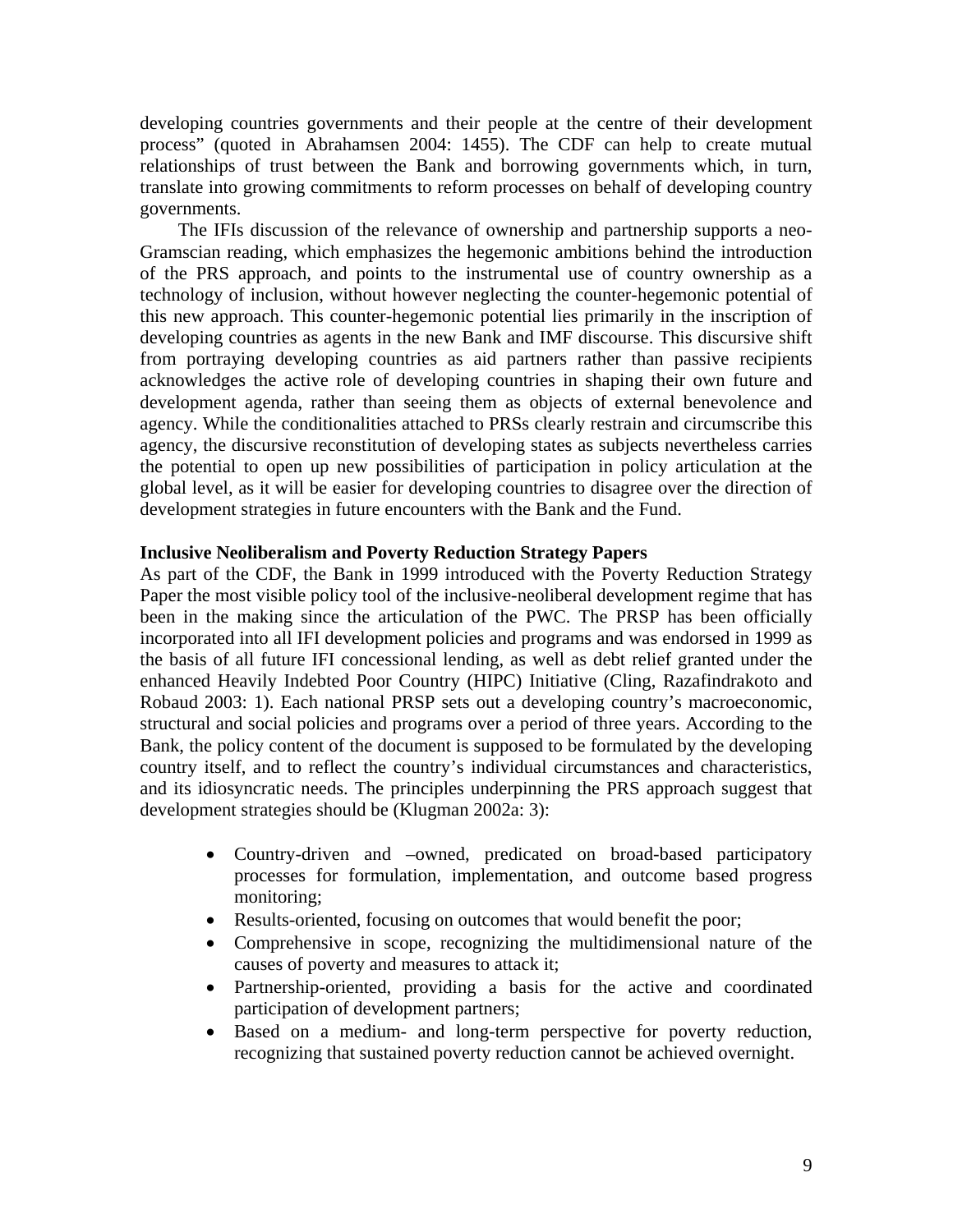developing countries governments and their people at the centre of their development process" (quoted in Abrahamsen 2004: 1455). The CDF can help to create mutual relationships of trust between the Bank and borrowing governments which, in turn, translate into growing commitments to reform processes on behalf of developing country governments.

The IFIs discussion of the relevance of ownership and partnership supports a neo-Gramscian reading, which emphasizes the hegemonic ambitions behind the introduction of the PRS approach, and points to the instrumental use of country ownership as a technology of inclusion, without however neglecting the counter-hegemonic potential of this new approach. This counter-hegemonic potential lies primarily in the inscription of developing countries as agents in the new Bank and IMF discourse. This discursive shift from portraying developing countries as aid partners rather than passive recipients acknowledges the active role of developing countries in shaping their own future and development agenda, rather than seeing them as objects of external benevolence and agency. While the conditionalities attached to PRSs clearly restrain and circumscribe this agency, the discursive reconstitution of developing states as subjects nevertheless carries the potential to open up new possibilities of participation in policy articulation at the global level, as it will be easier for developing countries to disagree over the direction of development strategies in future encounters with the Bank and the Fund.

**Inclusive Neoliberalism and Poverty Reduction Strategy Papers**

As part of the CDF, the Bank in 1999 introduced with the Poverty Reduction Strategy Paper the most visible policy tool of the inclusive-neoliberal development regime that has been in the making since the articulation of the PWC. The PRSP has been officially incorporated into all IFI development policies and programs and was endorsed in 1999 as the basis of all future IFI concessional lending, as well as debt relief granted under the enhanced Heavily Indebted Poor Country (HIPC) Initiative (Cling, Razafindrakoto and Robaud 2003: 1). Each national PRSP sets out a developing country's macroeconomic, structural and social policies and programs over a period of three years. According to the Bank, the policy content of the document is supposed to be formulated by the developing country itself, and to reflect the country's individual circumstances and characteristics, and its idiosyncratic needs. The principles underpinning the PRS approach suggest that development strategies should be (Klugman 2002a: 3):

- Country-driven and –owned, predicated on broad-based participatory processes for formulation, implementation, and outcome based progress monitoring;
- Results-oriented, focusing on outcomes that would benefit the poor;
- Comprehensive in scope, recognizing the multidimensional nature of the causes of poverty and measures to attack it;
- Partnership-oriented, providing a basis for the active and coordinated participation of development partners;
- Based on a medium- and long-term perspective for poverty reduction, recognizing that sustained poverty reduction cannot be achieved overnight.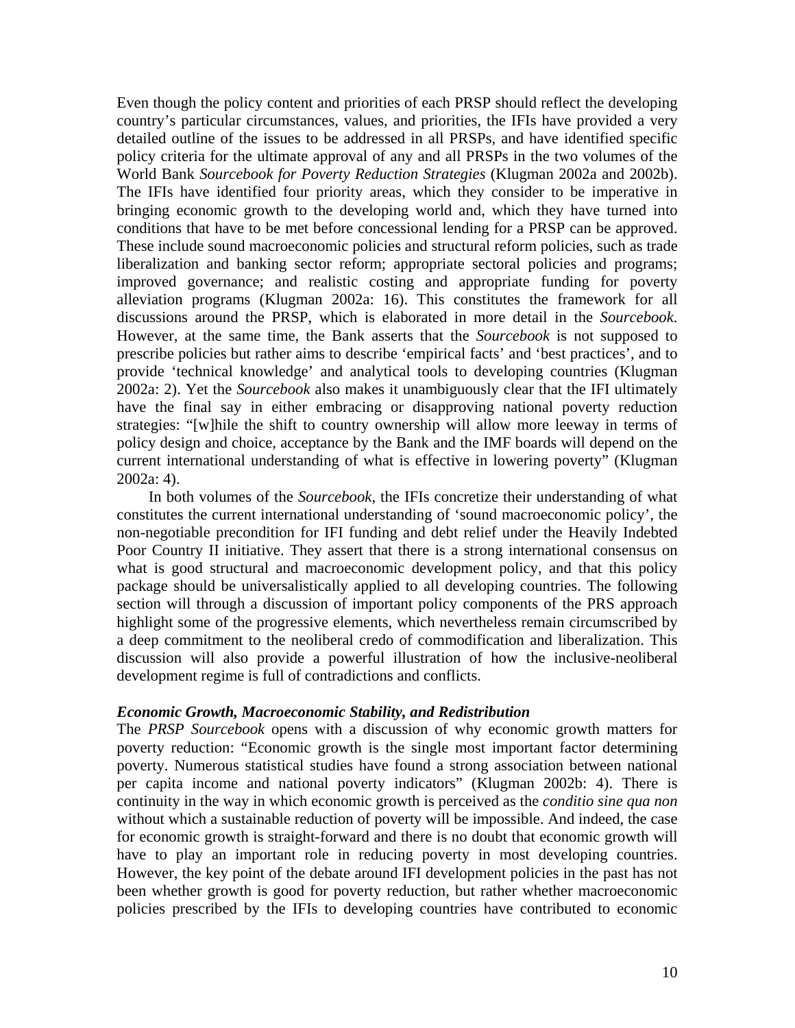Even though the policy content and priorities of each PRSP should reflect the developing country's particular circumstances, values, and priorities, the IFIs have provided a very detailed outline of the issues to be addressed in all PRSPs, and have identified specific policy criteria for the ultimate approval of any and all PRSPs in the two volumes of the World Bank *Sourcebook for Poverty Reduction Strategies* (Klugman 2002a and 2002b). The IFIs have identified four priority areas, which they consider to be imperative in bringing economic growth to the developing world and, which they have turned into conditions that have to be met before concessional lending for a PRSP can be approved. These include sound macroeconomic policies and structural reform policies, such as trade liberalization and banking sector reform; appropriate sectoral policies and programs; improved governance; and realistic costing and appropriate funding for poverty alleviation programs (Klugman 2002a: 16). This constitutes the framework for all discussions around the PRSP, which is elaborated in more detail in the *Sourcebook*. However, at the same time, the Bank asserts that the *Sourcebook* is not supposed to prescribe policies but rather aims to describe 'empirical facts' and 'best practices', and to provide 'technical knowledge' and analytical tools to developing countries (Klugman 2002a: 2). Yet the *Sourcebook* also makes it unambiguously clear that the IFI ultimately have the final say in either embracing or disapproving national poverty reduction strategies: "[w]hile the shift to country ownership will allow more leeway in terms of policy design and choice, acceptance by the Bank and the IMF boards will depend on the current international understanding of what is effective in lowering poverty" (Klugman 2002a: 4).

In both volumes of the *Sourcebook*, the IFIs concretize their understanding of what constitutes the current international understanding of 'sound macroeconomic policy', the non-negotiable precondition for IFI funding and debt relief under the Heavily Indebted Poor Country II initiative. They assert that there is a strong international consensus on what is good structural and macroeconomic development policy, and that this policy package should be universalistically applied to all developing countries. The following section will through a discussion of important policy components of the PRS approach highlight some of the progressive elements, which nevertheless remain circumscribed by a deep commitment to the neoliberal credo of commodification and liberalization. This discussion will also provide a powerful illustration of how the inclusive-neoliberal development regime is full of contradictions and conflicts.

### *Economic Growth, Macroeconomic Stability, and Redistribution*

The *PRSP Sourcebook* opens with a discussion of why economic growth matters for poverty reduction: "Economic growth is the single most important factor determining poverty. Numerous statistical studies have found a strong association between national per capita income and national poverty indicators" (Klugman 2002b: 4). There is continuity in the way in which economic growth is perceived as the *conditio sine qua non* without which a sustainable reduction of poverty will be impossible. And indeed, the case for economic growth is straight-forward and there is no doubt that economic growth will have to play an important role in reducing poverty in most developing countries. However, the key point of the debate around IFI development policies in the past has not been whether growth is good for poverty reduction, but rather whether macroeconomic policies prescribed by the IFIs to developing countries have contributed to economic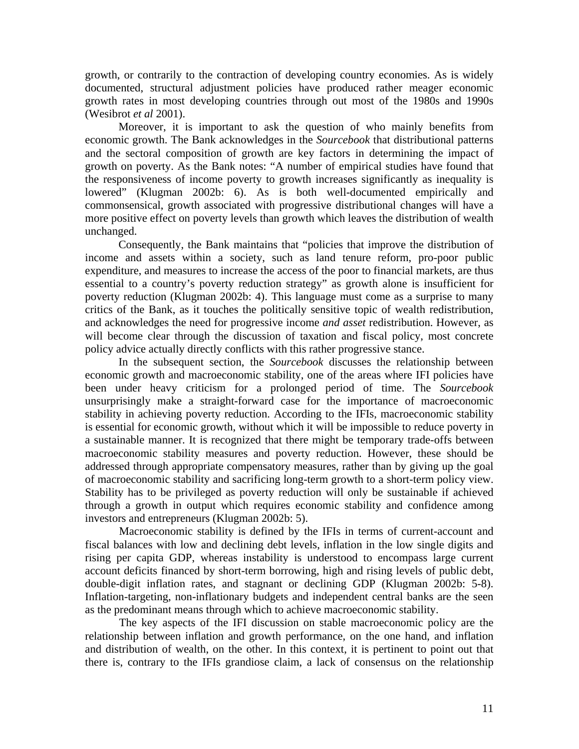growth, or contrarily to the contraction of developing country economies. As is widely documented, structural adjustment policies have produced rather meager economic growth rates in most developing countries through out most of the 1980s and 1990s (Wesibrot *et al* 2001).

Moreover, it is important to ask the question of who mainly benefits from economic growth. The Bank acknowledges in the *Sourcebook* that distributional patterns and the sectoral composition of growth are key factors in determining the impact of growth on poverty. As the Bank notes: "A number of empirical studies have found that the responsiveness of income poverty to growth increases significantly as inequality is lowered" (Klugman 2002b: 6). As is both well-documented empirically and commonsensical, growth associated with progressive distributional changes will have a more positive effect on poverty levels than growth which leaves the distribution of wealth unchanged.

Consequently, the Bank maintains that "policies that improve the distribution of income and assets within a society, such as land tenure reform, pro-poor public expenditure, and measures to increase the access of the poor to financial markets, are thus essential to a country's poverty reduction strategy" as growth alone is insufficient for poverty reduction (Klugman 2002b: 4). This language must come as a surprise to many critics of the Bank, as it touches the politically sensitive topic of wealth redistribution, and acknowledges the need for progressive income *and asset* redistribution. However, as will become clear through the discussion of taxation and fiscal policy, most concrete policy advice actually directly conflicts with this rather progressive stance.

In the subsequent section, the *Sourcebook* discusses the relationship between economic growth and macroeconomic stability, one of the areas where IFI policies have been under heavy criticism for a prolonged period of time. The *Sourcebook* unsurprisingly make a straight-forward case for the importance of macroeconomic stability in achieving poverty reduction. According to the IFIs, macroeconomic stability is essential for economic growth, without which it will be impossible to reduce poverty in a sustainable manner. It is recognized that there might be temporary trade-offs between macroeconomic stability measures and poverty reduction. However, these should be addressed through appropriate compensatory measures, rather than by giving up the goal of macroeconomic stability and sacrificing long-term growth to a short-term policy view. Stability has to be privileged as poverty reduction will only be sustainable if achieved through a growth in output which requires economic stability and confidence among investors and entrepreneurs (Klugman 2002b: 5).

Macroeconomic stability is defined by the IFIs in terms of current-account and fiscal balances with low and declining debt levels, inflation in the low single digits and rising per capita GDP, whereas instability is understood to encompass large current account deficits financed by short-term borrowing, high and rising levels of public debt, double-digit inflation rates, and stagnant or declining GDP (Klugman 2002b: 5-8). Inflation-targeting, non-inflationary budgets and independent central banks are the seen as the predominant means through which to achieve macroeconomic stability.

The key aspects of the IFI discussion on stable macroeconomic policy are the relationship between inflation and growth performance, on the one hand, and inflation and distribution of wealth, on the other. In this context, it is pertinent to point out that there is, contrary to the IFIs grandiose claim, a lack of consensus on the relationship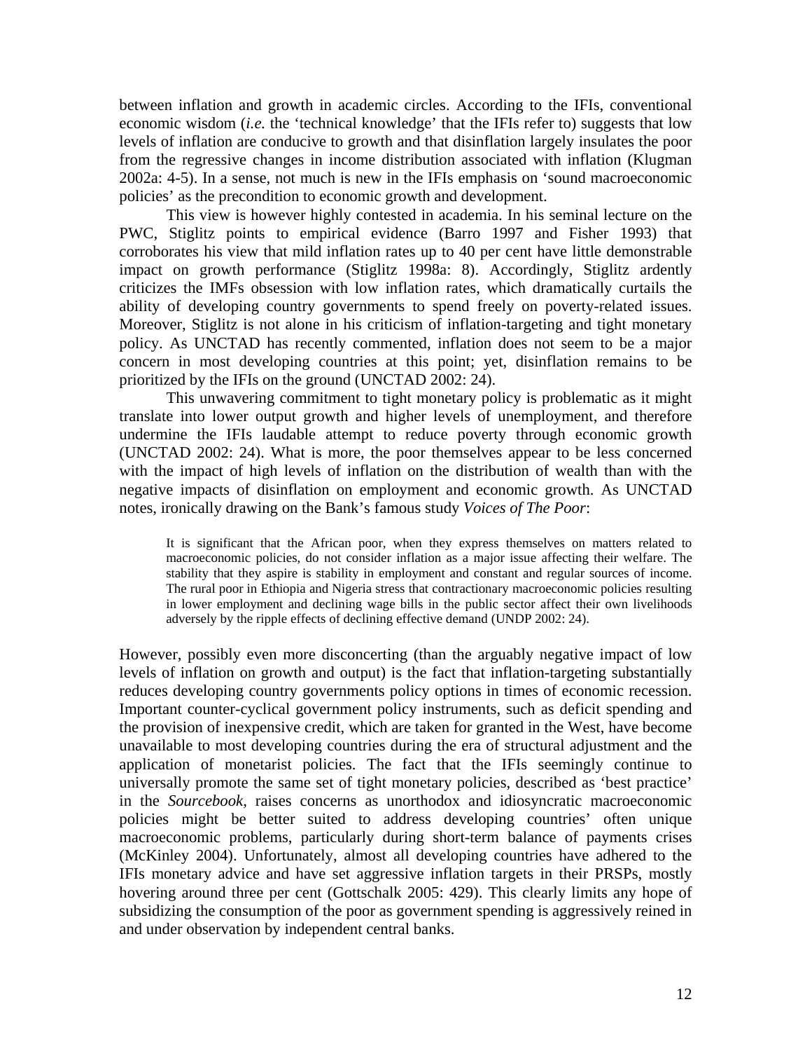between inflation and growth in academic circles. According to the IFIs, conventional economic wisdom (*i.e.* the 'technical knowledge' that the IFIs refer to) suggests that low levels of inflation are conducive to growth and that disinflation largely insulates the poor from the regressive changes in income distribution associated with inflation (Klugman 2002a: 4-5). In a sense, not much is new in the IFIs emphasis on 'sound macroeconomic policies' as the precondition to economic growth and development.

This view is however highly contested in academia. In his seminal lecture on the PWC, Stiglitz points to empirical evidence (Barro 1997 and Fisher 1993) that corroborates his view that mild inflation rates up to 40 per cent have little demonstrable impact on growth performance (Stiglitz 1998a: 8). Accordingly, Stiglitz ardently criticizes the IMFs obsession with low inflation rates, which dramatically curtails the ability of developing country governments to spend freely on poverty-related issues. Moreover, Stiglitz is not alone in his criticism of inflation-targeting and tight monetary policy. As UNCTAD has recently commented, inflation does not seem to be a major concern in most developing countries at this point; yet, disinflation remains to be prioritized by the IFIs on the ground (UNCTAD 2002: 24).

This unwavering commitment to tight monetary policy is problematic as it might translate into lower output growth and higher levels of unemployment, and therefore undermine the IFIs laudable attempt to reduce poverty through economic growth (UNCTAD 2002: 24). What is more, the poor themselves appear to be less concerned with the impact of high levels of inflation on the distribution of wealth than with the negative impacts of disinflation on employment and economic growth. As UNCTAD notes, ironically drawing on the Bank's famous study *Voices of The Poor*:

> It is significant that the African poor, when they express themselves on matters related to macroeconomic policies, do not consider inflation as a major issue affecting their welfare. The stability that they aspire is stability in employment and constant and regular sources of income. The rural poor in Ethiopia and Nigeria stress that contractionary macroeconomic policies resulting in lower employment and declining wage bills in the public sector affect their own livelihoods adversely by the ripple effects of declining effective demand (UNDP 2002: 24).

However, possibly even more disconcerting (than the arguably negative impact of low levels of inflation on growth and output) is the fact that inflation-targeting substantially reduces developing country governments policy options in times of economic recession. Important counter-cyclical government policy instruments, such as deficit spending and the provision of inexpensive credit, which are taken for granted in the West, have become unavailable to most developing countries during the era of structural adjustment and the application of monetarist policies. The fact that the IFIs seemingly continue to universally promote the same set of tight monetary policies, described as 'best practice' in the *Sourcebook*, raises concerns as unorthodox and idiosyncratic macroeconomic policies might be better suited to address developing countries' often unique macroeconomic problems, particularly during short-term balance of payments crises (McKinley 2004). Unfortunately, almost all developing countries have adhered to the IFIs monetary advice and have set aggressive inflation targets in their PRSPs, mostly hovering around three per cent (Gottschalk 2005: 429). This clearly limits any hope of subsidizing the consumption of the poor as government spending is aggressively reined in and under observation by independent central banks.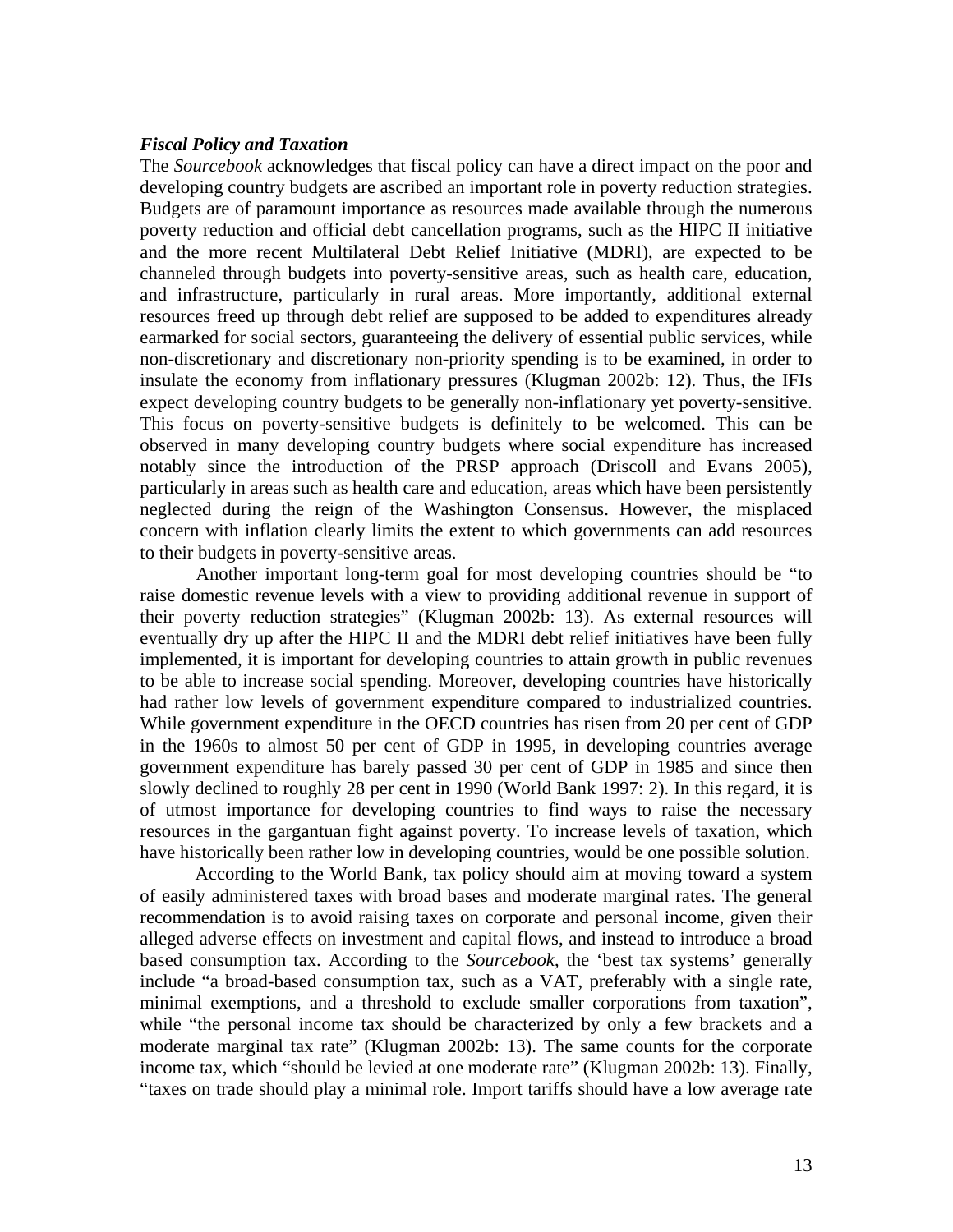### *Fiscal Policy and Taxation*

The *Sourcebook* acknowledges that fiscal policy can have a direct impact on the poor and developing country budgets are ascribed an important role in poverty reduction strategies. Budgets are of paramount importance as resources made available through the numerous poverty reduction and official debt cancellation programs, such as the HIPC II initiative and the more recent Multilateral Debt Relief Initiative (MDRI), are expected to be channeled through budgets into poverty-sensitive areas, such as health care, education, and infrastructure, particularly in rural areas. More importantly, additional external resources freed up through debt relief are supposed to be added to expenditures already earmarked for social sectors, guaranteeing the delivery of essential public services, while non-discretionary and discretionary non-priority spending is to be examined, in order to insulate the economy from inflationary pressures (Klugman 2002b: 12). Thus, the IFIs expect developing country budgets to be generally non-inflationary yet poverty-sensitive. This focus on poverty-sensitive budgets is definitely to be welcomed. This can be observed in many developing country budgets where social expenditure has increased notably since the introduction of the PRSP approach (Driscoll and Evans 2005), particularly in areas such as health care and education, areas which have been persistently neglected during the reign of the Washington Consensus. However, the misplaced concern with inflation clearly limits the extent to which governments can add resources to their budgets in poverty-sensitive areas.

Another important long-term goal for most developing countries should be "to raise domestic revenue levels with a view to providing additional revenue in support of their poverty reduction strategies" (Klugman 2002b: 13). As external resources will eventually dry up after the HIPC II and the MDRI debt relief initiatives have been fully implemented, it is important for developing countries to attain growth in public revenues to be able to increase social spending. Moreover, developing countries have historically had rather low levels of government expenditure compared to industrialized countries. While government expenditure in the OECD countries has risen from 20 per cent of GDP in the 1960s to almost 50 per cent of GDP in 1995, in developing countries average government expenditure has barely passed 30 per cent of GDP in 1985 and since then slowly declined to roughly 28 per cent in 1990 (World Bank 1997: 2). In this regard, it is of utmost importance for developing countries to find ways to raise the necessary resources in the gargantuan fight against poverty. To increase levels of taxation, which have historically been rather low in developing countries, would be one possible solution.

According to the World Bank, tax policy should aim at moving toward a system of easily administered taxes with broad bases and moderate marginal rates. The general recommendation is to avoid raising taxes on corporate and personal income, given their alleged adverse effects on investment and capital flows, and instead to introduce a broad based consumption tax. According to the *Sourcebook*, the 'best tax systems' generally include "a broad-based consumption tax, such as a VAT, preferably with a single rate, minimal exemptions, and a threshold to exclude smaller corporations from taxation", while "the personal income tax should be characterized by only a few brackets and a moderate marginal tax rate" (Klugman 2002b: 13). The same counts for the corporate income tax, which "should be levied at one moderate rate" (Klugman 2002b: 13). Finally, "taxes on trade should play a minimal role. Import tariffs should have a low average rate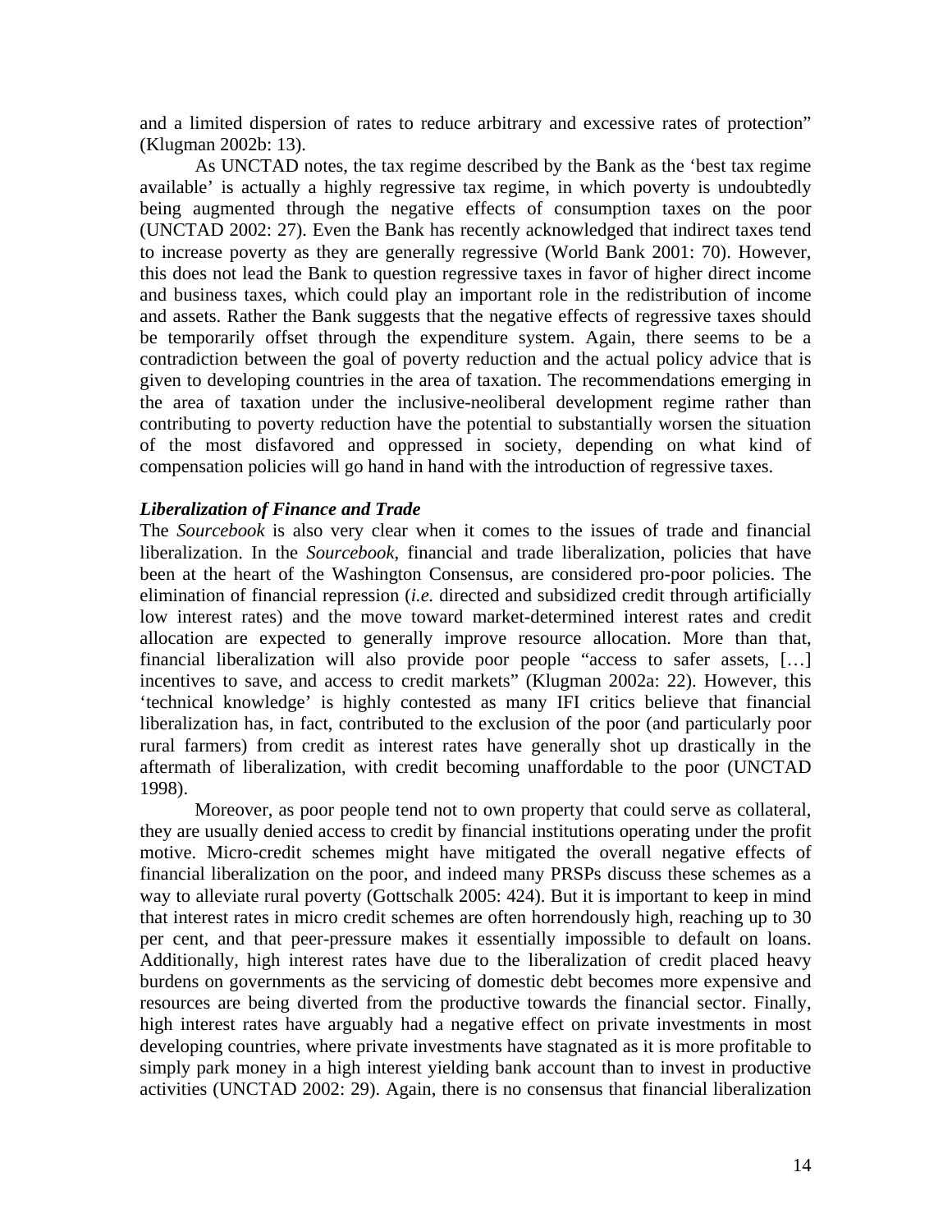and a limited dispersion of rates to reduce arbitrary and excessive rates of protection" (Klugman 2002b: 13).

As UNCTAD notes, the tax regime described by the Bank as the 'best tax regime available' is actually a highly regressive tax regime, in which poverty is undoubtedly being augmented through the negative effects of consumption taxes on the poor (UNCTAD 2002: 27). Even the Bank has recently acknowledged that indirect taxes tend to increase poverty as they are generally regressive (World Bank 2001: 70). However, this does not lead the Bank to question regressive taxes in favor of higher direct income and business taxes, which could play an important role in the redistribution of income and assets. Rather the Bank suggests that the negative effects of regressive taxes should be temporarily offset through the expenditure system. Again, there seems to be a contradiction between the goal of poverty reduction and the actual policy advice that is given to developing countries in the area of taxation. The recommendations emerging in the area of taxation under the inclusive-neoliberal development regime rather than contributing to poverty reduction have the potential to substantially worsen the situation of the most disfavored and oppressed in society, depending on what kind of compensation policies will go hand in hand with the introduction of regressive taxes.

***Liberalization of Finance and Trade***

The *Sourcebook* is also very clear when it comes to the issues of trade and financial liberalization. In the *Sourcebook*, financial and trade liberalization, policies that have been at the heart of the Washington Consensus, are considered pro-poor policies. The elimination of financial repression (*i.e.* directed and subsidized credit through artificially low interest rates) and the move toward market-determined interest rates and credit allocation are expected to generally improve resource allocation. More than that, financial liberalization will also provide poor people "access to safer assets, […] incentives to save, and access to credit markets" (Klugman 2002a: 22). However, this 'technical knowledge' is highly contested as many IFI critics believe that financial liberalization has, in fact, contributed to the exclusion of the poor (and particularly poor rural farmers) from credit as interest rates have generally shot up drastically in the aftermath of liberalization, with credit becoming unaffordable to the poor (UNCTAD 1998).

Moreover, as poor people tend not to own property that could serve as collateral, they are usually denied access to credit by financial institutions operating under the profit motive. Micro-credit schemes might have mitigated the overall negative effects of financial liberalization on the poor, and indeed many PRSPs discuss these schemes as a way to alleviate rural poverty (Gottschalk 2005: 424). But it is important to keep in mind that interest rates in micro credit schemes are often horrendously high, reaching up to 30 per cent, and that peer-pressure makes it essentially impossible to default on loans. Additionally, high interest rates have due to the liberalization of credit placed heavy burdens on governments as the servicing of domestic debt becomes more expensive and resources are being diverted from the productive towards the financial sector. Finally, high interest rates have arguably had a negative effect on private investments in most developing countries, where private investments have stagnated as it is more profitable to simply park money in a high interest yielding bank account than to invest in productive activities (UNCTAD 2002: 29). Again, there is no consensus that financial liberalization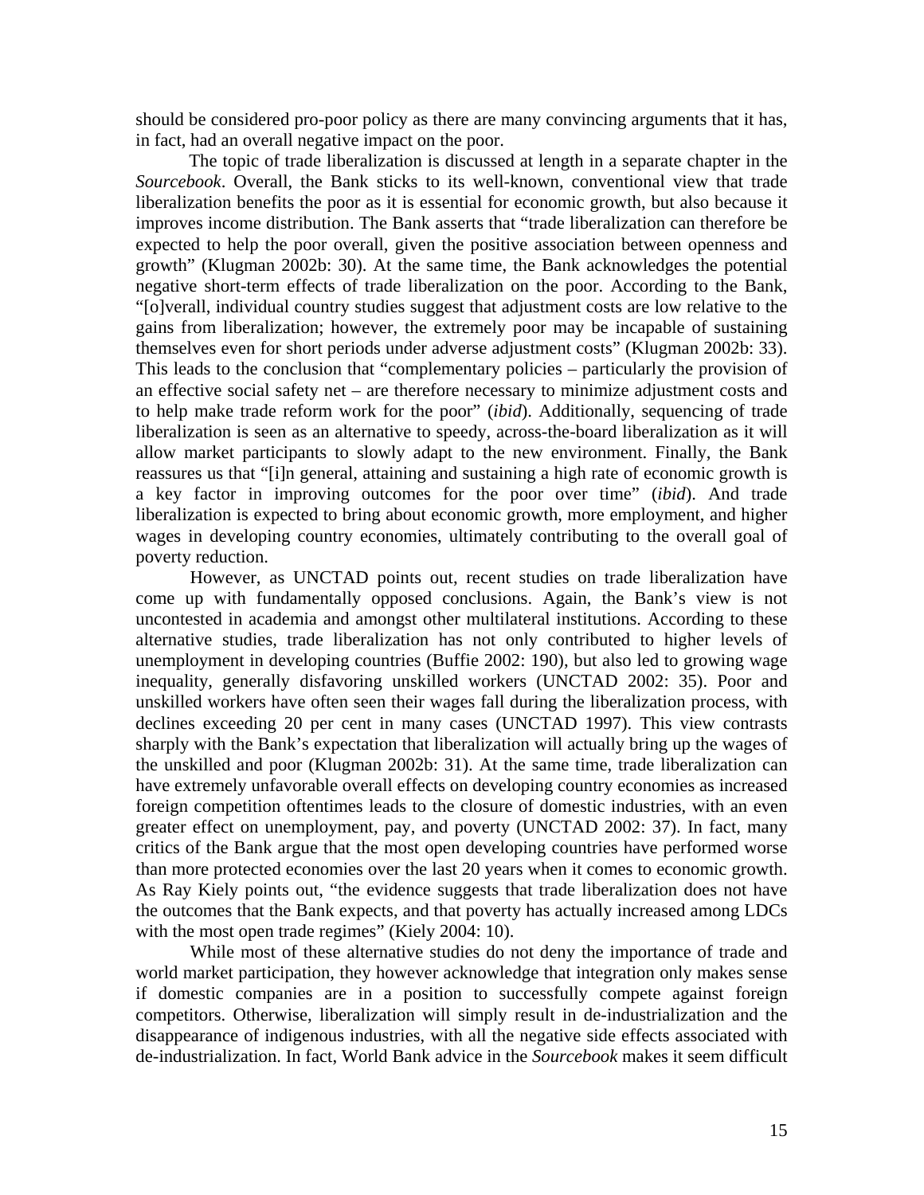should be considered pro-poor policy as there are many convincing arguments that it has, in fact, had an overall negative impact on the poor.

The topic of trade liberalization is discussed at length in a separate chapter in the *Sourcebook*. Overall, the Bank sticks to its well-known, conventional view that trade liberalization benefits the poor as it is essential for economic growth, but also because it improves income distribution. The Bank asserts that "trade liberalization can therefore be expected to help the poor overall, given the positive association between openness and growth" (Klugman 2002b: 30). At the same time, the Bank acknowledges the potential negative short-term effects of trade liberalization on the poor. According to the Bank, "[o]verall, individual country studies suggest that adjustment costs are low relative to the gains from liberalization; however, the extremely poor may be incapable of sustaining themselves even for short periods under adverse adjustment costs" (Klugman 2002b: 33). This leads to the conclusion that "complementary policies – particularly the provision of an effective social safety net – are therefore necessary to minimize adjustment costs and to help make trade reform work for the poor" (*ibid*). Additionally, sequencing of trade liberalization is seen as an alternative to speedy, across-the-board liberalization as it will allow market participants to slowly adapt to the new environment. Finally, the Bank reassures us that "[i]n general, attaining and sustaining a high rate of economic growth is a key factor in improving outcomes for the poor over time" (*ibid*). And trade liberalization is expected to bring about economic growth, more employment, and higher wages in developing country economies, ultimately contributing to the overall goal of poverty reduction.

However, as UNCTAD points out, recent studies on trade liberalization have come up with fundamentally opposed conclusions. Again, the Bank's view is not uncontested in academia and amongst other multilateral institutions. According to these alternative studies, trade liberalization has not only contributed to higher levels of unemployment in developing countries (Buffie 2002: 190), but also led to growing wage inequality, generally disfavoring unskilled workers (UNCTAD 2002: 35). Poor and unskilled workers have often seen their wages fall during the liberalization process, with declines exceeding 20 per cent in many cases (UNCTAD 1997). This view contrasts sharply with the Bank's expectation that liberalization will actually bring up the wages of the unskilled and poor (Klugman 2002b: 31). At the same time, trade liberalization can have extremely unfavorable overall effects on developing country economies as increased foreign competition oftentimes leads to the closure of domestic industries, with an even greater effect on unemployment, pay, and poverty (UNCTAD 2002: 37). In fact, many critics of the Bank argue that the most open developing countries have performed worse than more protected economies over the last 20 years when it comes to economic growth. As Ray Kiely points out, "the evidence suggests that trade liberalization does not have the outcomes that the Bank expects, and that poverty has actually increased among LDCs with the most open trade regimes" (Kiely 2004: 10).

While most of these alternative studies do not deny the importance of trade and world market participation, they however acknowledge that integration only makes sense if domestic companies are in a position to successfully compete against foreign competitors. Otherwise, liberalization will simply result in de-industrialization and the disappearance of indigenous industries, with all the negative side effects associated with de-industrialization. In fact, World Bank advice in the *Sourcebook* makes it seem difficult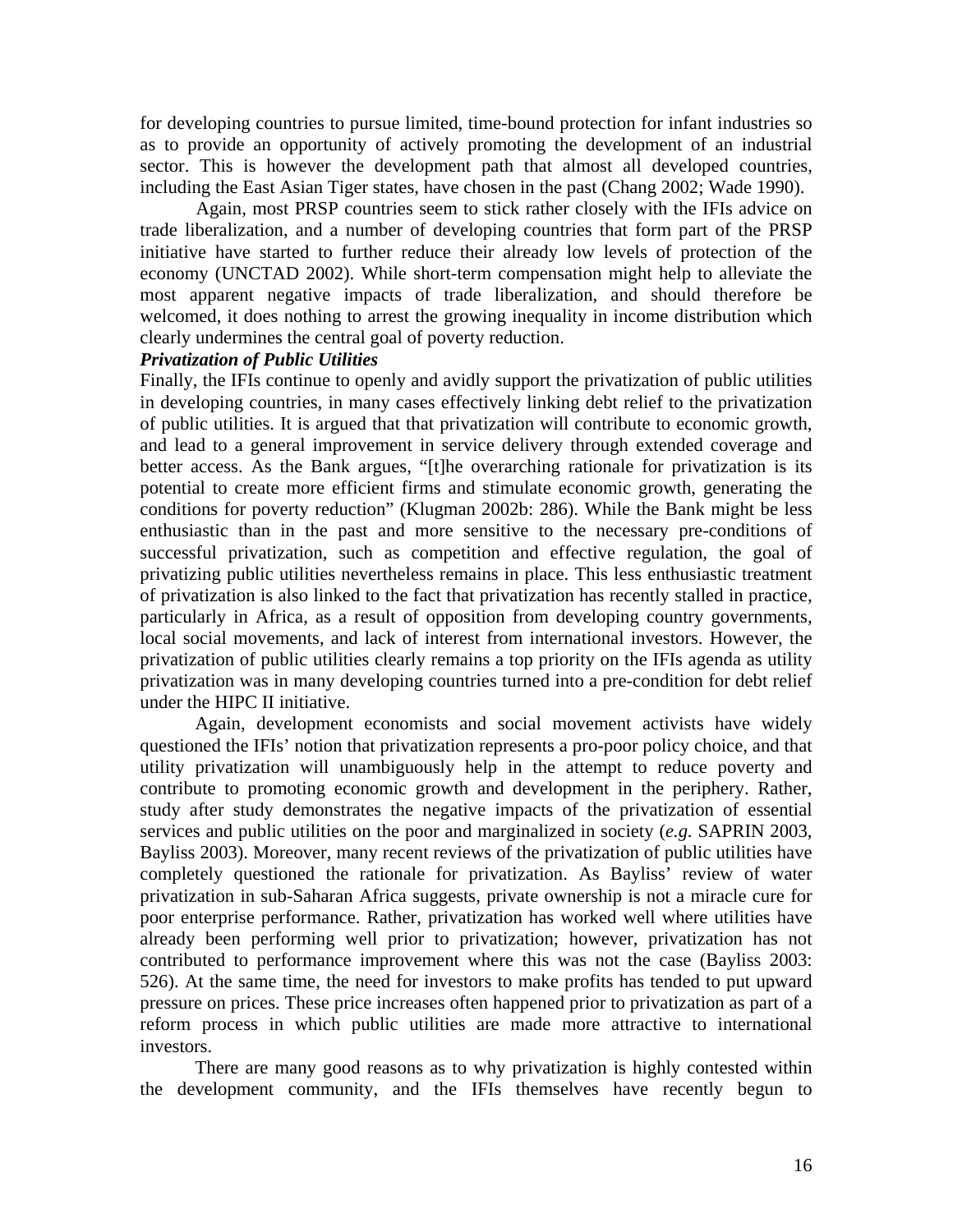for developing countries to pursue limited, time-bound protection for infant industries so as to provide an opportunity of actively promoting the development of an industrial sector. This is however the development path that almost all developed countries, including the East Asian Tiger states, have chosen in the past (Chang 2002; Wade 1990).

Again, most PRSP countries seem to stick rather closely with the IFIs advice on trade liberalization, and a number of developing countries that form part of the PRSP initiative have started to further reduce their already low levels of protection of the economy (UNCTAD 2002). While short-term compensation might help to alleviate the most apparent negative impacts of trade liberalization, and should therefore be welcomed, it does nothing to arrest the growing inequality in income distribution which clearly undermines the central goal of poverty reduction.

***Privatization of Public Utilities***

Finally, the IFIs continue to openly and avidly support the privatization of public utilities in developing countries, in many cases effectively linking debt relief to the privatization of public utilities. It is argued that that privatization will contribute to economic growth, and lead to a general improvement in service delivery through extended coverage and better access. As the Bank argues, "[t]he overarching rationale for privatization is its potential to create more efficient firms and stimulate economic growth, generating the conditions for poverty reduction" (Klugman 2002b: 286). While the Bank might be less enthusiastic than in the past and more sensitive to the necessary pre-conditions of successful privatization, such as competition and effective regulation, the goal of privatizing public utilities nevertheless remains in place. This less enthusiastic treatment of privatization is also linked to the fact that privatization has recently stalled in practice, particularly in Africa, as a result of opposition from developing country governments, local social movements, and lack of interest from international investors. However, the privatization of public utilities clearly remains a top priority on the IFIs agenda as utility privatization was in many developing countries turned into a pre-condition for debt relief under the HIPC II initiative.

Again, development economists and social movement activists have widely questioned the IFIs' notion that privatization represents a pro-poor policy choice, and that utility privatization will unambiguously help in the attempt to reduce poverty and contribute to promoting economic growth and development in the periphery. Rather, study after study demonstrates the negative impacts of the privatization of essential services and public utilities on the poor and marginalized in society (*e.g.* SAPRIN 2003, Bayliss 2003). Moreover, many recent reviews of the privatization of public utilities have completely questioned the rationale for privatization. As Bayliss' review of water privatization in sub-Saharan Africa suggests, private ownership is not a miracle cure for poor enterprise performance. Rather, privatization has worked well where utilities have already been performing well prior to privatization; however, privatization has not contributed to performance improvement where this was not the case (Bayliss 2003: 526). At the same time, the need for investors to make profits has tended to put upward pressure on prices. These price increases often happened prior to privatization as part of a reform process in which public utilities are made more attractive to international investors.

There are many good reasons as to why privatization is highly contested within the development community, and the IFIs themselves have recently begun to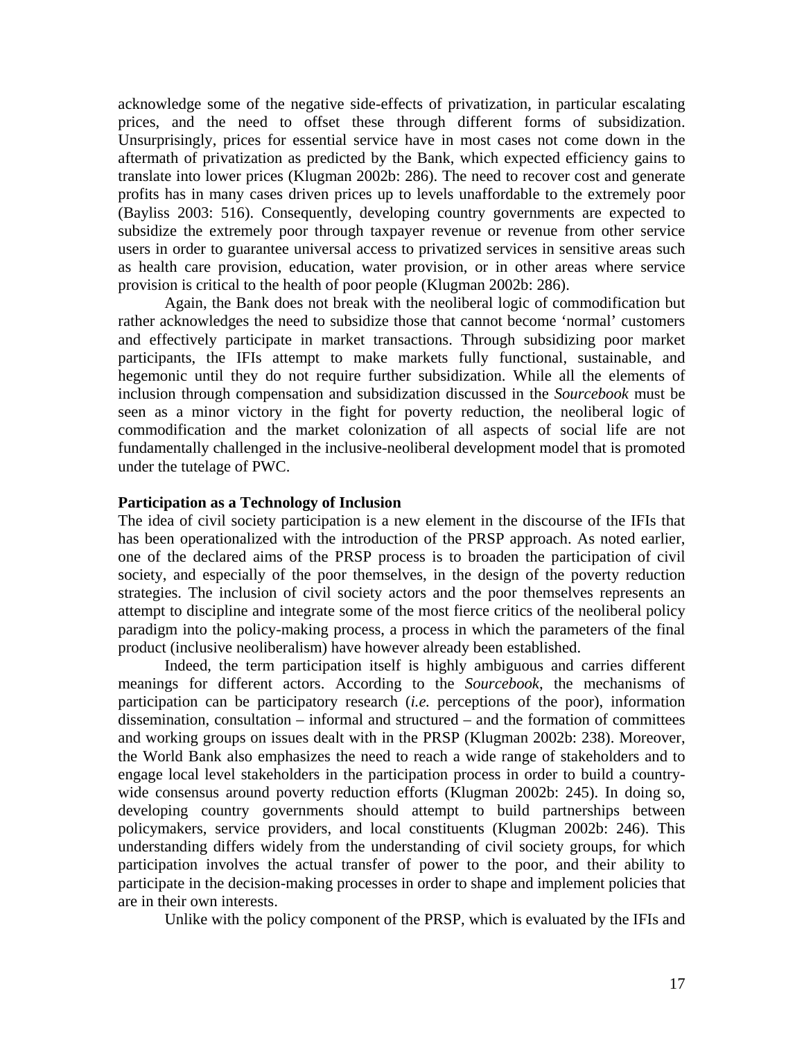acknowledge some of the negative side-effects of privatization, in particular escalating prices, and the need to offset these through different forms of subsidization. Unsurprisingly, prices for essential service have in most cases not come down in the aftermath of privatization as predicted by the Bank, which expected efficiency gains to translate into lower prices (Klugman 2002b: 286). The need to recover cost and generate profits has in many cases driven prices up to levels unaffordable to the extremely poor (Bayliss 2003: 516). Consequently, developing country governments are expected to subsidize the extremely poor through taxpayer revenue or revenue from other service users in order to guarantee universal access to privatized services in sensitive areas such as health care provision, education, water provision, or in other areas where service provision is critical to the health of poor people (Klugman 2002b: 286).

Again, the Bank does not break with the neoliberal logic of commodification but rather acknowledges the need to subsidize those that cannot become 'normal' customers and effectively participate in market transactions. Through subsidizing poor market participants, the IFIs attempt to make markets fully functional, sustainable, and hegemonic until they do not require further subsidization. While all the elements of inclusion through compensation and subsidization discussed in the *Sourcebook* must be seen as a minor victory in the fight for poverty reduction, the neoliberal logic of commodification and the market colonization of all aspects of social life are not fundamentally challenged in the inclusive-neoliberal development model that is promoted under the tutelage of PWC.

**Participation as a Technology of Inclusion**

The idea of civil society participation is a new element in the discourse of the IFIs that has been operationalized with the introduction of the PRSP approach. As noted earlier, one of the declared aims of the PRSP process is to broaden the participation of civil society, and especially of the poor themselves, in the design of the poverty reduction strategies. The inclusion of civil society actors and the poor themselves represents an attempt to discipline and integrate some of the most fierce critics of the neoliberal policy paradigm into the policy-making process, a process in which the parameters of the final product (inclusive neoliberalism) have however already been established.

Indeed, the term participation itself is highly ambiguous and carries different meanings for different actors. According to the *Sourcebook*, the mechanisms of participation can be participatory research (*i.e.* perceptions of the poor), information dissemination, consultation – informal and structured – and the formation of committees and working groups on issues dealt with in the PRSP (Klugman 2002b: 238). Moreover, the World Bank also emphasizes the need to reach a wide range of stakeholders and to engage local level stakeholders in the participation process in order to build a country-wide consensus around poverty reduction efforts (Klugman 2002b: 245). In doing so, developing country governments should attempt to build partnerships between policymakers, service providers, and local constituents (Klugman 2002b: 246). This understanding differs widely from the understanding of civil society groups, for which participation involves the actual transfer of power to the poor, and their ability to participate in the decision-making processes in order to shape and implement policies that are in their own interests.

Unlike with the policy component of the PRSP, which is evaluated by the IFIs and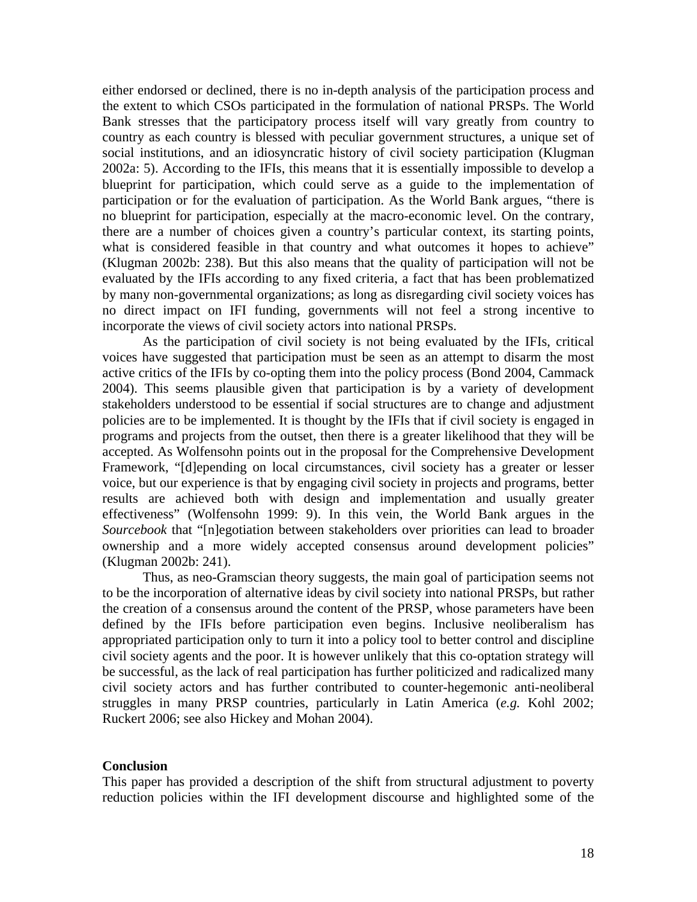either endorsed or declined, there is no in-depth analysis of the participation process and the extent to which CSOs participated in the formulation of national PRSPs. The World Bank stresses that the participatory process itself will vary greatly from country to country as each country is blessed with peculiar government structures, a unique set of social institutions, and an idiosyncratic history of civil society participation (Klugman 2002a: 5). According to the IFIs, this means that it is essentially impossible to develop a blueprint for participation, which could serve as a guide to the implementation of participation or for the evaluation of participation. As the World Bank argues, "there is no blueprint for participation, especially at the macro-economic level. On the contrary, there are a number of choices given a country's particular context, its starting points, what is considered feasible in that country and what outcomes it hopes to achieve" (Klugman 2002b: 238). But this also means that the quality of participation will not be evaluated by the IFIs according to any fixed criteria, a fact that has been problematized by many non-governmental organizations; as long as disregarding civil society voices has no direct impact on IFI funding, governments will not feel a strong incentive to incorporate the views of civil society actors into national PRSPs.

As the participation of civil society is not being evaluated by the IFIs, critical voices have suggested that participation must be seen as an attempt to disarm the most active critics of the IFIs by co-opting them into the policy process (Bond 2004, Cammack 2004). This seems plausible given that participation is by a variety of development stakeholders understood to be essential if social structures are to change and adjustment policies are to be implemented. It is thought by the IFIs that if civil society is engaged in programs and projects from the outset, then there is a greater likelihood that they will be accepted. As Wolfensohn points out in the proposal for the Comprehensive Development Framework, "[d]epending on local circumstances, civil society has a greater or lesser voice, but our experience is that by engaging civil society in projects and programs, better results are achieved both with design and implementation and usually greater effectiveness" (Wolfensohn 1999: 9). In this vein, the World Bank argues in the *Sourcebook* that "[n]egotiation between stakeholders over priorities can lead to broader ownership and a more widely accepted consensus around development policies" (Klugman 2002b: 241).

Thus, as neo-Gramscian theory suggests, the main goal of participation seems not to be the incorporation of alternative ideas by civil society into national PRSPs, but rather the creation of a consensus around the content of the PRSP, whose parameters have been defined by the IFIs before participation even begins. Inclusive neoliberalism has appropriated participation only to turn it into a policy tool to better control and discipline civil society agents and the poor. It is however unlikely that this co-optation strategy will be successful, as the lack of real participation has further politicized and radicalized many civil society actors and has further contributed to counter-hegemonic anti-neoliberal struggles in many PRSP countries, particularly in Latin America (*e.g.* Kohl 2002; Ruckert 2006; see also Hickey and Mohan 2004).

## Conclusion

This paper has provided a description of the shift from structural adjustment to poverty reduction policies within the IFI development discourse and highlighted some of the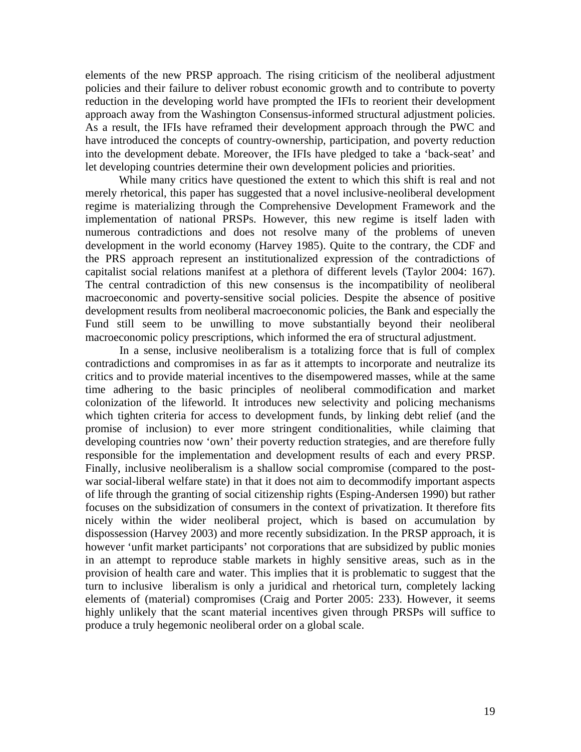elements of the new PRSP approach. The rising criticism of the neoliberal adjustment policies and their failure to deliver robust economic growth and to contribute to poverty reduction in the developing world have prompted the IFIs to reorient their development approach away from the Washington Consensus-informed structural adjustment policies. As a result, the IFIs have reframed their development approach through the PWC and have introduced the concepts of country-ownership, participation, and poverty reduction into the development debate. Moreover, the IFIs have pledged to take a 'back-seat' and let developing countries determine their own development policies and priorities.

While many critics have questioned the extent to which this shift is real and not merely rhetorical, this paper has suggested that a novel inclusive-neoliberal development regime is materializing through the Comprehensive Development Framework and the implementation of national PRSPs. However, this new regime is itself laden with numerous contradictions and does not resolve many of the problems of uneven development in the world economy (Harvey 1985). Quite to the contrary, the CDF and the PRS approach represent an institutionalized expression of the contradictions of capitalist social relations manifest at a plethora of different levels (Taylor 2004: 167). The central contradiction of this new consensus is the incompatibility of neoliberal macroeconomic and poverty-sensitive social policies. Despite the absence of positive development results from neoliberal macroeconomic policies, the Bank and especially the Fund still seem to be unwilling to move substantially beyond their neoliberal macroeconomic policy prescriptions, which informed the era of structural adjustment.

In a sense, inclusive neoliberalism is a totalizing force that is full of complex contradictions and compromises in as far as it attempts to incorporate and neutralize its critics and to provide material incentives to the disempowered masses, while at the same time adhering to the basic principles of neoliberal commodification and market colonization of the lifeworld. It introduces new selectivity and policing mechanisms which tighten criteria for access to development funds, by linking debt relief (and the promise of inclusion) to ever more stringent conditionalities, while claiming that developing countries now 'own' their poverty reduction strategies, and are therefore fully responsible for the implementation and development results of each and every PRSP. Finally, inclusive neoliberalism is a shallow social compromise (compared to the post-war social-liberal welfare state) in that it does not aim to decommodify important aspects of life through the granting of social citizenship rights (Esping-Andersen 1990) but rather focuses on the subsidization of consumers in the context of privatization. It therefore fits nicely within the wider neoliberal project, which is based on accumulation by dispossession (Harvey 2003) and more recently subsidization. In the PRSP approach, it is however 'unfit market participants' not corporations that are subsidized by public monies in an attempt to reproduce stable markets in highly sensitive areas, such as in the provision of health care and water. This implies that it is problematic to suggest that the turn to inclusive liberalism is only a juridical and rhetorical turn, completely lacking elements of (material) compromises (Craig and Porter 2005: 233). However, it seems highly unlikely that the scant material incentives given through PRSPs will suffice to produce a truly hegemonic neoliberal order on a global scale.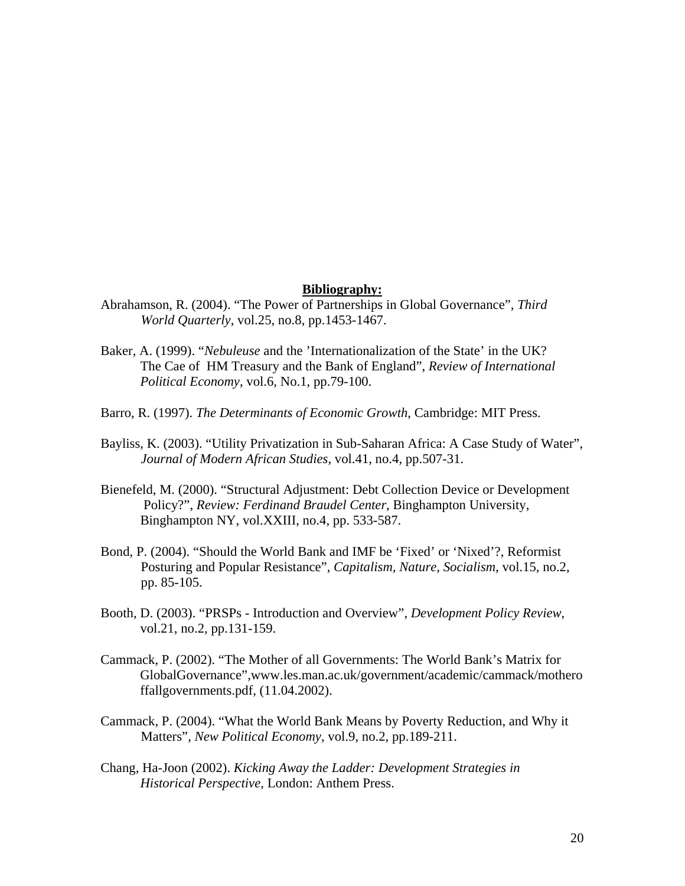**Bibliography:**

Abrahamson, R. (2004). “The Power of Partnerships in Global Governance”, *Third World Quarterly*, vol.25, no.8, pp.1453-1467.

Baker, A. (1999). “*Nebuleuse* and the ’Internationalization of the State’ in the UK? The Cae of HM Treasury and the Bank of England”, *Review of International Political Economy*, vol.6, No.1, pp.79-100.

Barro, R. (1997). *The Determinants of Economic Growth*, Cambridge: MIT Press.

Bayliss, K. (2003). “Utility Privatization in Sub-Saharan Africa: A Case Study of Water”, *Journal of Modern African Studies*, vol.41, no.4, pp.507-31.

Bienefeld, M. (2000). “Structural Adjustment: Debt Collection Device or Development Policy?”, *Review: Ferdinand Braudel Center*, Binghampton University, Binghampton NY, vol.XXIII, no.4, pp. 533-587.

Bond, P. (2004). “Should the World Bank and IMF be ‘Fixed’ or ‘Nixed’?, Reformist Posturing and Popular Resistance”, *Capitalism, Nature, Socialism*, vol.15, no.2, pp. 85-105.

Booth, D. (2003). “PRSPs - Introduction and Overview”, *Development Policy Review*, vol.21, no.2, pp.131-159.

Cammack, P. (2002). “The Mother of all Governments: The World Bank’s Matrix for GlobalGovernance”,www.les.man.ac.uk/government/academic/cammack/motherofallgovernments.pdf, (11.04.2002).

Cammack, P. (2004). “What the World Bank Means by Poverty Reduction, and Why it Matters”, *New Political Economy*, vol.9, no.2, pp.189-211.

Chang, Ha-Joon (2002). *Kicking Away the Ladder: Development Strategies in Historical Perspective*, London: Anthem Press.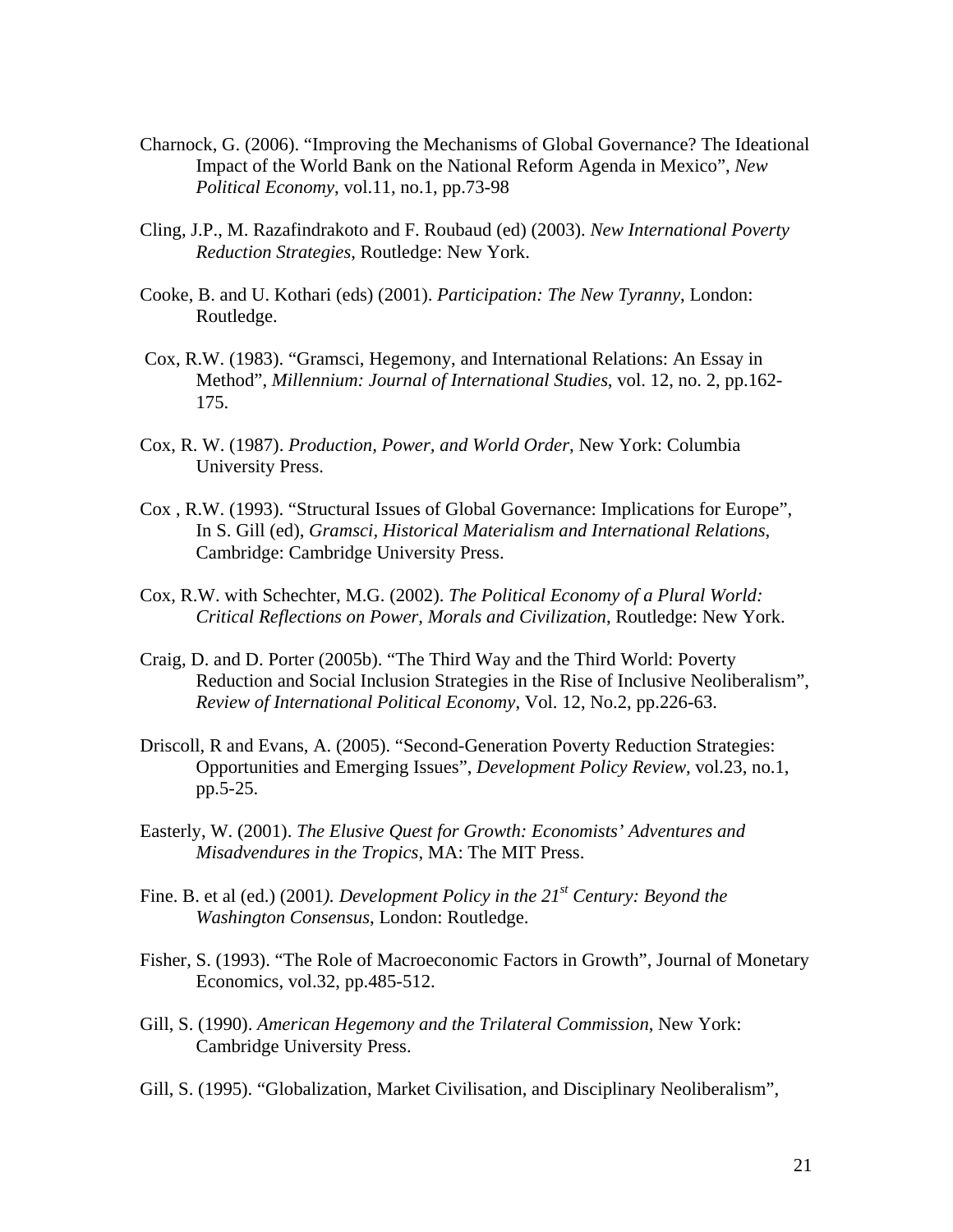Charnock, G. (2006). “Improving the Mechanisms of Global Governance? The Ideational Impact of the World Bank on the National Reform Agenda in Mexico”, *New Political Economy*, vol.11, no.1, pp.73-98

Cling, J.P., M. Razafindrakoto and F. Roubaud (ed) (2003). *New International Poverty Reduction Strategies*, Routledge: New York.

Cooke, B. and U. Kothari (eds) (2001). *Participation: The New Tyranny*, London: Routledge.

Cox, R.W. (1983). “Gramsci, Hegemony, and International Relations: An Essay in Method”, *Millennium: Journal of International Studies*, vol. 12, no. 2, pp.162-175.

Cox, R. W. (1987). *Production, Power, and World Order*, New York: Columbia University Press.

Cox , R.W. (1993). “Structural Issues of Global Governance: Implications for Europe”, In S. Gill (ed), *Gramsci, Historical Materialism and International Relations*, Cambridge: Cambridge University Press.

Cox, R.W. with Schechter, M.G. (2002). *The Political Economy of a Plural World: Critical Reflections on Power, Morals and Civilization*, Routledge: New York.

Craig, D. and D. Porter (2005b). “The Third Way and the Third World: Poverty Reduction and Social Inclusion Strategies in the Rise of Inclusive Neoliberalism”, *Review of International Political Economy*, Vol. 12, No.2, pp.226-63.

Driscoll, R and Evans, A. (2005). “Second-Generation Poverty Reduction Strategies: Opportunities and Emerging Issues”, *Development Policy Review*, vol.23, no.1, pp.5-25.

Easterly, W. (2001). *The Elusive Quest for Growth: Economists’ Adventures and Misadvendures in the Tropics*, MA: The MIT Press.

Fine. B. et al (ed.) (2001*). Development Policy in the 21st Century: Beyond the Washington Consensus*, London: Routledge.

Fisher, S. (1993). “The Role of Macroeconomic Factors in Growth”, Journal of Monetary Economics, vol.32, pp.485-512.

Gill, S. (1990). *American Hegemony and the Trilateral Commission*, New York: Cambridge University Press.

Gill, S. (1995). “Globalization, Market Civilisation, and Disciplinary Neoliberalism”,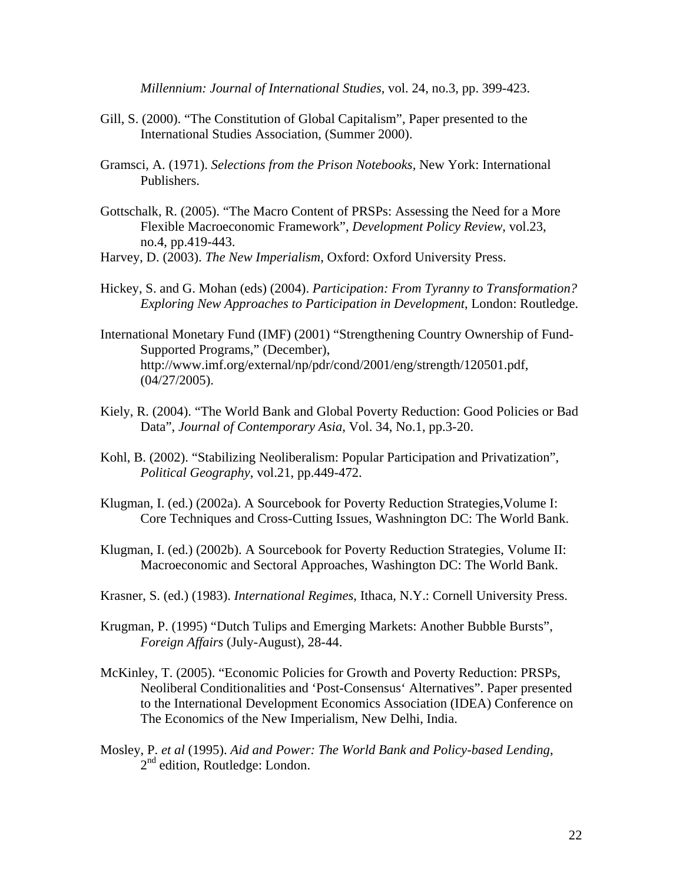*Millennium: Journal of International Studies*, vol. 24, no.3, pp. 399-423.

Gill, S. (2000). "The Constitution of Global Capitalism", Paper presented to the International Studies Association, (Summer 2000).

Gramsci, A. (1971). *Selections from the Prison Notebooks*, New York: International Publishers.

Gottschalk, R. (2005). "The Macro Content of PRSPs: Assessing the Need for a More Flexible Macroeconomic Framework", *Development Policy Review*, vol.23, no.4, pp.419-443.

Harvey, D. (2003). *The New Imperialism*, Oxford: Oxford University Press.

Hickey, S. and G. Mohan (eds) (2004). *Participation: From Tyranny to Transformation? Exploring New Approaches to Participation in Development*, London: Routledge.

International Monetary Fund (IMF) (2001) "Strengthening Country Ownership of Fund-Supported Programs," (December), http://www.imf.org/external/np/pdr/cond/2001/eng/strength/120501.pdf, (04/27/2005).

Kiely, R. (2004). "The World Bank and Global Poverty Reduction: Good Policies or Bad Data", *Journal of Contemporary Asia*, Vol. 34, No.1, pp.3-20.

Kohl, B. (2002). "Stabilizing Neoliberalism: Popular Participation and Privatization", *Political Geography*, vol.21, pp.449-472.

Klugman, I. (ed.) (2002a). A Sourcebook for Poverty Reduction Strategies,Volume I: Core Techniques and Cross-Cutting Issues, Washnington DC: The World Bank.

Klugman, I. (ed.) (2002b). A Sourcebook for Poverty Reduction Strategies, Volume II: Macroeconomic and Sectoral Approaches, Washington DC: The World Bank.

Krasner, S. (ed.) (1983). *International Regimes*, Ithaca, N.Y.: Cornell University Press.

Krugman, P. (1995) "Dutch Tulips and Emerging Markets: Another Bubble Bursts", *Foreign Affairs* (July-August), 28-44.

McKinley, T. (2005). "Economic Policies for Growth and Poverty Reduction: PRSPs, Neoliberal Conditionalities and 'Post-Consensus' Alternatives". Paper presented to the International Development Economics Association (IDEA) Conference on The Economics of the New Imperialism, New Delhi, India.

Mosley, P. *et al* (1995). *Aid and Power: The World Bank and Policy-based Lending*, 2nd edition, Routledge: London.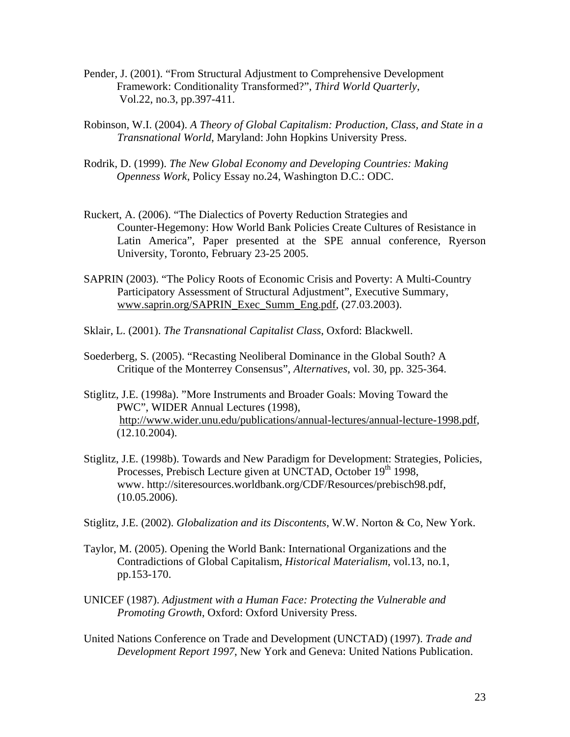Pender, J. (2001). "From Structural Adjustment to Comprehensive Development Framework: Conditionality Transformed?", *Third World Quarterly*, Vol.22, no.3, pp.397-411.

Robinson, W.I. (2004). *A Theory of Global Capitalism: Production, Class, and State in a Transnational World*, Maryland: John Hopkins University Press.

Rodrik, D. (1999). *The New Global Economy and Developing Countries: Making Openness Work*, Policy Essay no.24, Washington D.C.: ODC.

Ruckert, A. (2006). "The Dialectics of Poverty Reduction Strategies and Counter-Hegemony: How World Bank Policies Create Cultures of Resistance in Latin America", Paper presented at the SPE annual conference, Ryerson University, Toronto, February 23-25 2005.

SAPRIN (2003). "The Policy Roots of Economic Crisis and Poverty: A Multi-Country Participatory Assessment of Structural Adjustment", Executive Summary, www.saprin.org/SAPRIN_Exec_Summ_Eng.pdf, (27.03.2003).

Sklair, L. (2001). *The Transnational Capitalist Class*, Oxford: Blackwell.

Soederberg, S. (2005). "Recasting Neoliberal Dominance in the Global South? A Critique of the Monterrey Consensus", *Alternatives*, vol. 30, pp. 325-364.

Stiglitz, J.E. (1998a). "More Instruments and Broader Goals: Moving Toward the PWC", WIDER Annual Lectures (1998), http://www.wider.unu.edu/publications/annual-lectures/annual-lecture-1998.pdf, (12.10.2004).

Stiglitz, J.E. (1998b). Towards and New Paradigm for Development: Strategies, Policies, Processes, Prebisch Lecture given at UNCTAD, October 19th 1998, www. http://siteresources.worldbank.org/CDF/Resources/prebisch98.pdf, (10.05.2006).

Stiglitz, J.E. (2002). *Globalization and its Discontents*, W.W. Norton & Co, New York.

Taylor, M. (2005). Opening the World Bank: International Organizations and the Contradictions of Global Capitalism, *Historical Materialism*, vol.13, no.1, pp.153-170.

UNICEF (1987). *Adjustment with a Human Face: Protecting the Vulnerable and Promoting Growth*, Oxford: Oxford University Press.

United Nations Conference on Trade and Development (UNCTAD) (1997). *Trade and Development Report 1997*, New York and Geneva: United Nations Publication.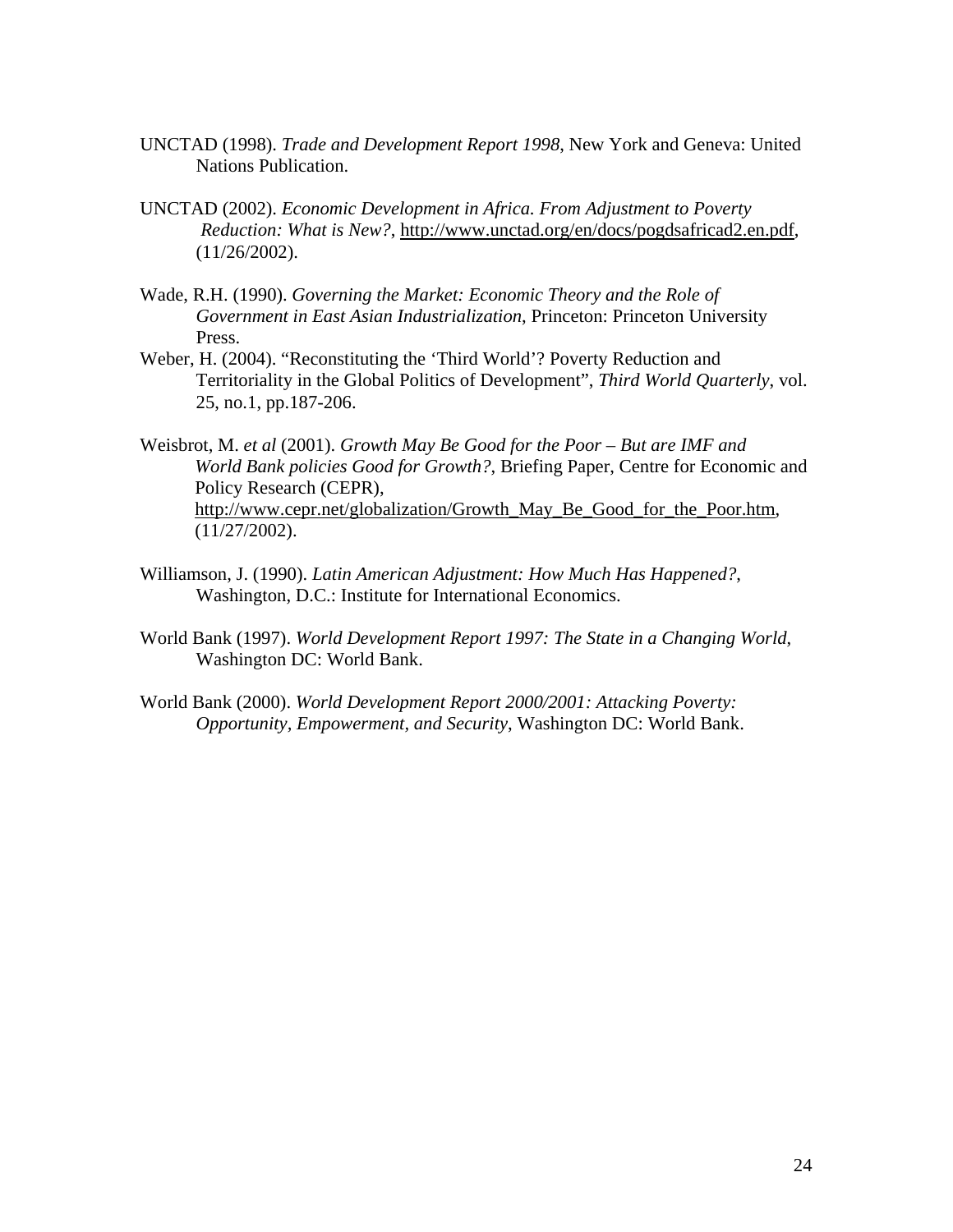UNCTAD (1998). *Trade and Development Report 1998*, New York and Geneva: United Nations Publication.

UNCTAD (2002). *Economic Development in Africa. From Adjustment to Poverty Reduction: What is New?*, http://www.unctad.org/en/docs/pogdsafricad2.en.pdf, (11/26/2002).

Wade, R.H. (1990). *Governing the Market: Economic Theory and the Role of Government in East Asian Industrialization*, Princeton: Princeton University Press.

Weber, H. (2004). "Reconstituting the 'Third World'? Poverty Reduction and Territoriality in the Global Politics of Development", *Third World Quarterly*, vol. 25, no.1, pp.187-206.

Weisbrot, M. *et al* (2001). *Growth May Be Good for the Poor – But are IMF and World Bank policies Good for Growth?*, Briefing Paper, Centre for Economic and Policy Research (CEPR), http://www.cepr.net/globalization/Growth_May_Be_Good_for_the_Poor.htm, (11/27/2002).

Williamson, J. (1990). *Latin American Adjustment: How Much Has Happened?*, Washington, D.C.: Institute for International Economics.

World Bank (1997). *World Development Report 1997: The State in a Changing World*, Washington DC: World Bank.

World Bank (2000). *World Development Report 2000/2001: Attacking Poverty: Opportunity, Empowerment, and Security*, Washington DC: World Bank.